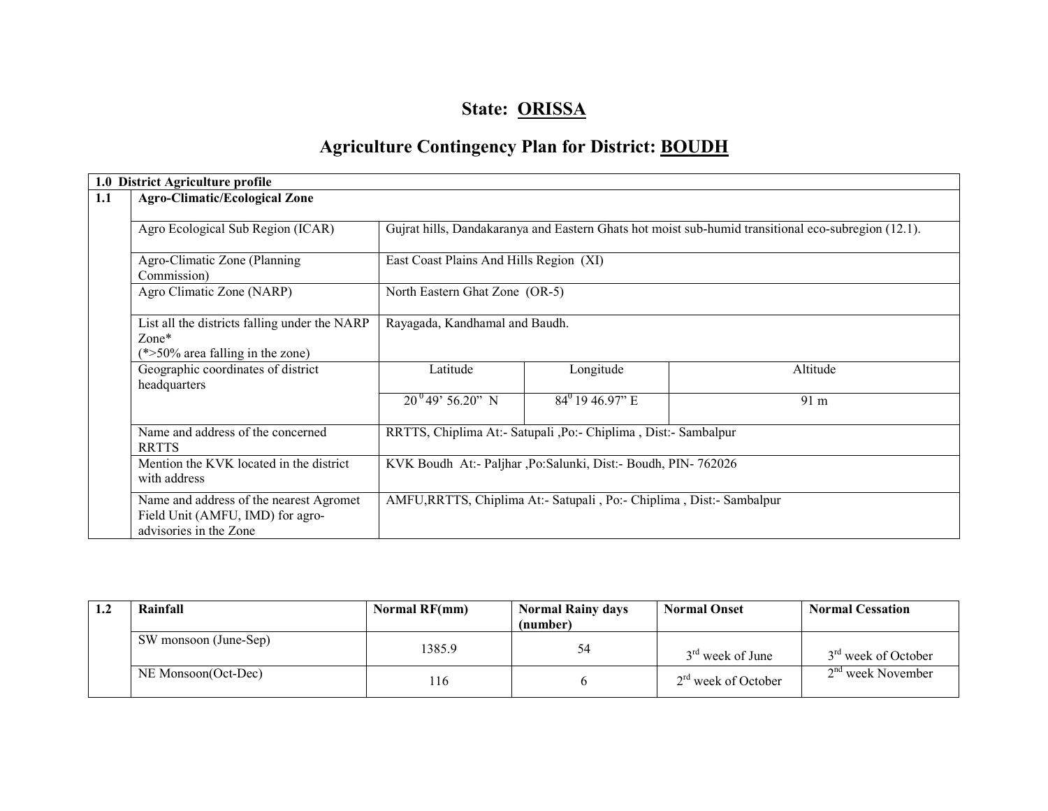# State: ORISSA

## Agriculture Contingency Plan for District: BOUDH

| 1.0 District Agriculture profile | | | | |
|---|---|---|---|---|
| 1.1 | Agro-Climatic/Ecological Zone | | | |
| | Agro Ecological Sub Region (ICAR) | Gujrat hills, Dandakaranya and Eastern Ghats hot moist sub-humid transitional eco-subregion (12.1). | | |
| | Agro-Climatic Zone (Planning Commission) | East Coast Plains And Hills Region (XI) | | |
| | Agro Climatic Zone (NARP) | North Eastern Ghat Zone (OR-5) | | |
| | List all the districts falling under the NARP Zone* (*>50% area falling in the zone) | Rayagada, Kandhamal and Baudh. | | |
| | Geographic coordinates of district headquarters | Latitude | Longitude | Altitude |
| | | 20° 49' 56.20" N | 84° 19 46.97" E | 91 m |
| | Name and address of the concerned RRTTS | RRTTS, Chiplima At:- Satupali ,Po:- Chiplima , Dist:- Sambalpur | | |
| | Mention the KVK located in the district with address | KVK Boudh At:- Paljhar ,Po:Salunki, Dist:- Boudh, PIN- 762026 | | |
| | Name and address of the nearest Agromet Field Unit (AMFU, IMD) for agro-advisories in the Zone | AMFU,RRTTS, Chiplima At:- Satupali , Po:- Chiplima , Dist:- Sambalpur | | |

| 1.2 | Rainfall | Normal RF(mm) | Normal Rainy days (number) | Normal Onset | Normal Cessation |
|---|---|---|---|---|---|
| | SW monsoon (June-Sep) | 1385.9 | 54 | 3rd week of June | 3rd week of October |
| | NE Monsoon(Oct-Dec) | 116 | 6 | 2rd week of October | 2nd week November |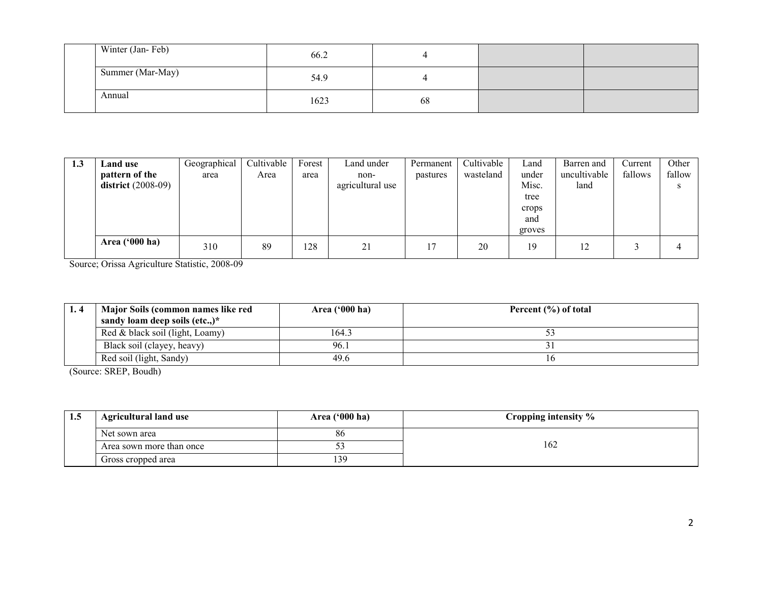| | | | | | |
|---|---|---|---|---|---|
| | Winter (Jan- Feb) | 66.2 | 4 | | |
| | Summer (Mar-May) | 54.9 | 4 | | |
| | Annual | 1623 | 68 | | |

| 1.3 | **Land use pattern of the district** (2008-09) | Geographical area | Cultivable Area | Forest area | Land under non-agricultural use | Permanent pastures | Cultivable wasteland | Land under Misc. tree crops and groves | Barren and uncultivable land | Current fallows | Other fallows |
|---|---|---|---|---|---|---|---|---|---|---|---|
| | **Area ('000 ha)** | 310 | 89 | 128 | 21 | 17 | 20 | 19 | 12 | 3 | 4 |

Source; Orissa Agriculture Statistic, 2008-09

| 1. 4 | **Major Soils (common names like red sandy loam deep soils (etc.,)*** | **Area ('000 ha)** | **Percent (%) of total** |
|---|---|---|---|
| | Red & black soil (light, Loamy) | 164.3 | 53 |
| | Black soil (clayey, heavy) | 96.1 | 31 |
| | Red soil (light, Sandy) | 49.6 | 16 |

(Source: SREP, Boudh)

| 1.5 | **Agricultural land use** | **Area ('000 ha)** | **Cropping intensity %** |
|---|---|---|---|
| | Net sown area | 86 | 162 |
| | Area sown more than once | 53 | |
| | Gross cropped area | 139 | |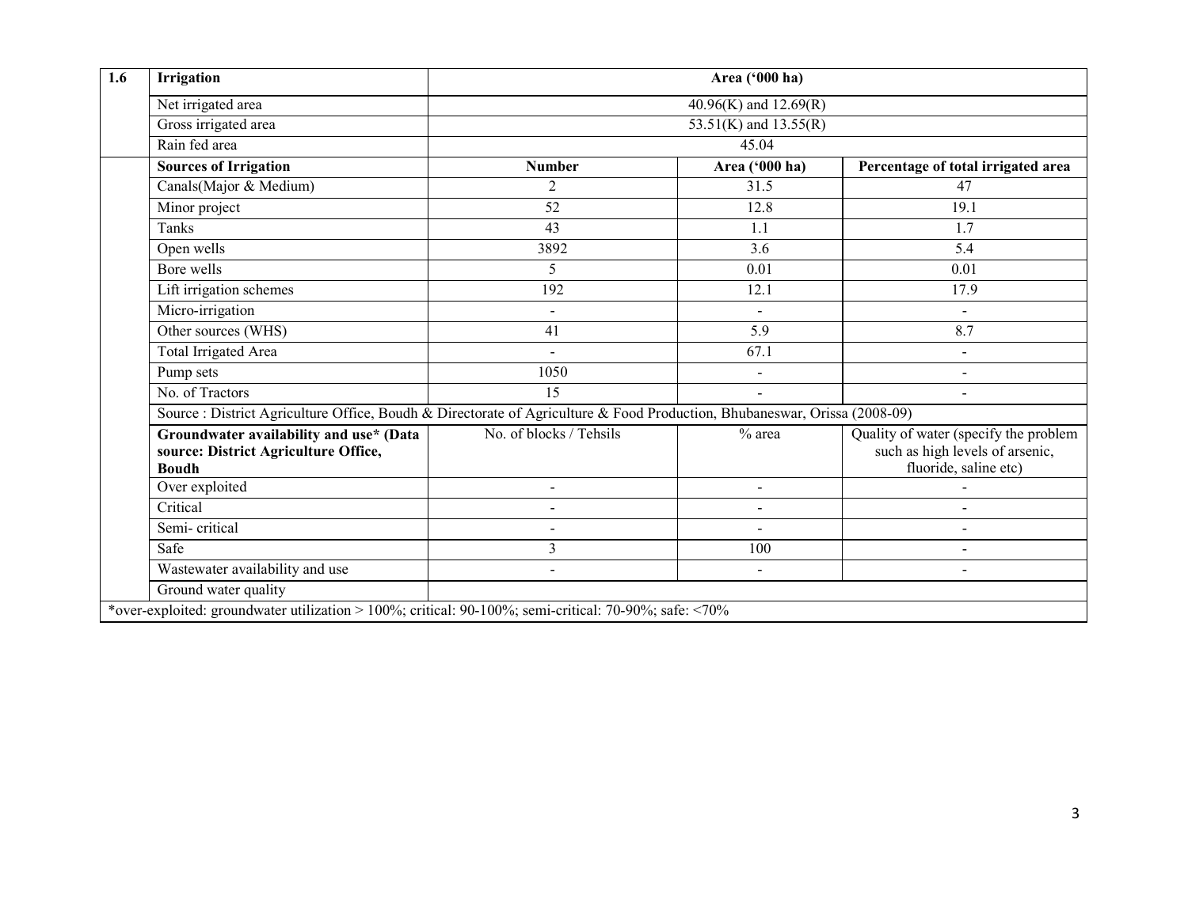| 1.6 | Irrigation | Area ('000 ha) | | |
|---|---|---|---|---|
| | Net irrigated area | 40.96(K) and 12.69(R) | | |
| | Gross irrigated area | 53.51(K) and 13.55(R) | | |
| | Rain fed area | 45.04 | | |
| | **Sources of Irrigation** | **Number** | **Area ('000 ha)** | **Percentage of total irrigated area** |
| | Canals(Major & Medium) | 2 | 31.5 | 47 |
| | Minor project | 52 | 12.8 | 19.1 |
| | Tanks | 43 | 1.1 | 1.7 |
| | Open wells | 3892 | 3.6 | 5.4 |
| | Bore wells | 5 | 0.01 | 0.01 |
| | Lift irrigation schemes | 192 | 12.1 | 17.9 |
| | Micro-irrigation | - | - | - |
| | Other sources (WHS) | 41 | 5.9 | 8.7 |
| | Total Irrigated Area | - | 67.1 | - |
| | Pump sets | 1050 | - | - |
| | No. of Tractors | 15 | - | - |
| | Source : District Agriculture Office, Boudh & Directorate of Agriculture & Food Production, Bhubaneswar, Orissa (2008-09) | | | |
| | **Groundwater availability and use* (Data source: District Agriculture Office, Boudh** | No. of blocks / Tehsils | % area | Quality of water (specify the problem such as high levels of arsenic, fluoride, saline etc) |
| | Over exploited | - | - | - |
| | Critical | - | - | - |
| | Semi- critical | - | - | - |
| | Safe | 3 | 100 | - |
| | Wastewater availability and use | - | - | - |
| | Ground water quality | | | |

*over-exploited: groundwater utilization > 100%; critical: 90-100%; semi-critical: 70-90%; safe: <70%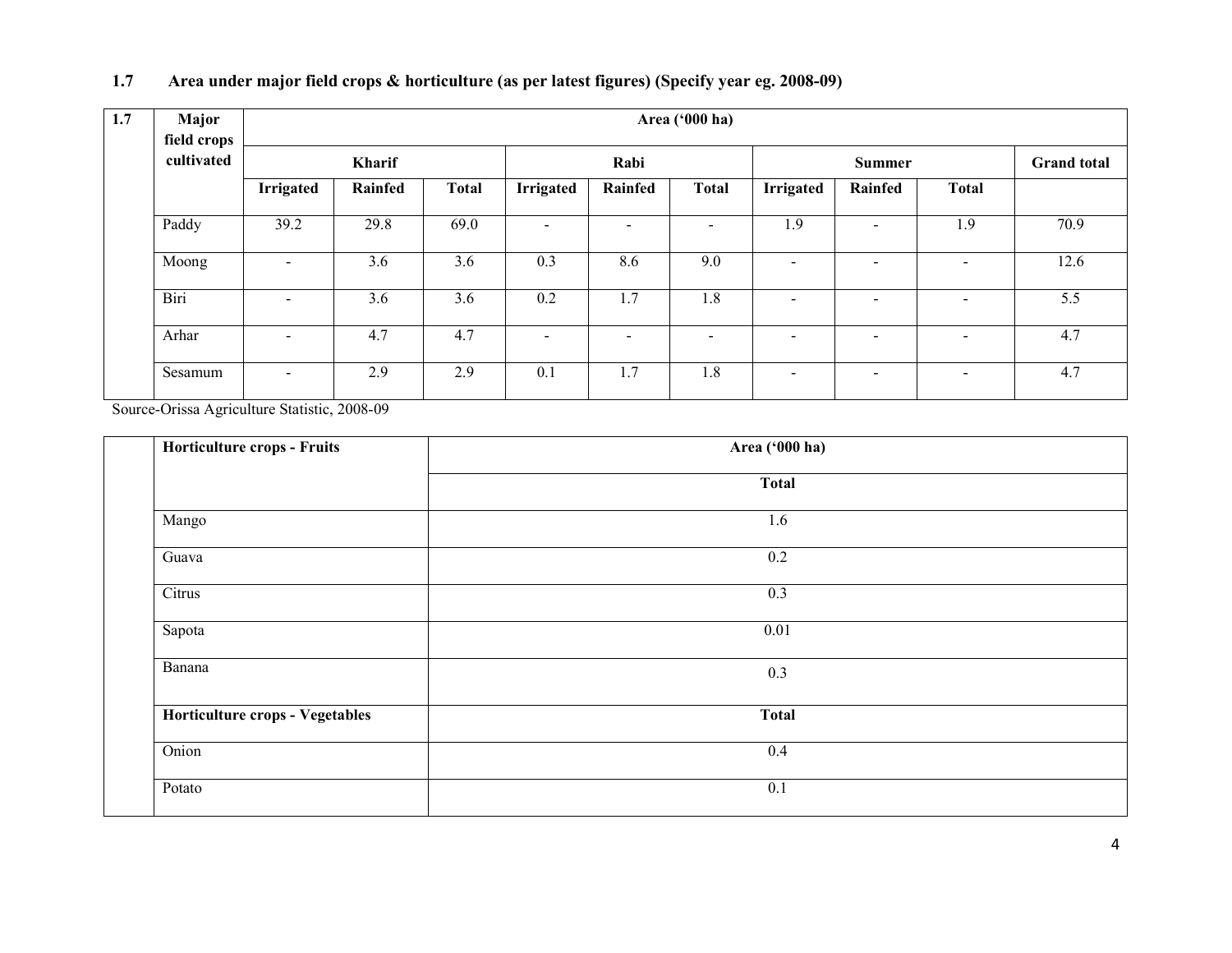## 1.7 Area under major field crops & horticulture (as per latest figures) (Specify year eg. 2008-09)

| 1.7 | Major field crops cultivated | Area ('000 ha) | | | | | | | | | |
|---|---|---|---|---|---|---|---|---|---|---|---|
| | | Kharif | | | Rabi | | | Summer | | | Grand total |
| | | Irrigated | Rainfed | Total | Irrigated | Rainfed | Total | Irrigated | Rainfed | Total | |
| | Paddy | 39.2 | 29.8 | 69.0 | - | - | - | 1.9 | - | 1.9 | 70.9 |
| | Moong | - | 3.6 | 3.6 | 0.3 | 8.6 | 9.0 | - | - | - | 12.6 |
| | Biri | - | 3.6 | 3.6 | 0.2 | 1.7 | 1.8 | - | - | - | 5.5 |
| | Arhar | - | 4.7 | 4.7 | - | - | - | - | - | - | 4.7 |
| | Sesamum | - | 2.9 | 2.9 | 0.1 | 1.7 | 1.8 | - | - | - | 4.7 |

Source-Orissa Agriculture Statistic, 2008-09

| | Horticulture crops - Fruits | Area ('000 ha) |
|---|---|---|
| | | Total |
| | Mango | 1.6 |
| | Guava | 0.2 |
| | Citrus | 0.3 |
| | Sapota | 0.01 |
| | Banana | 0.3 |
| | **Horticulture crops - Vegetables** | **Total** |
| | Onion | 0.4 |
| | Potato | 0.1 |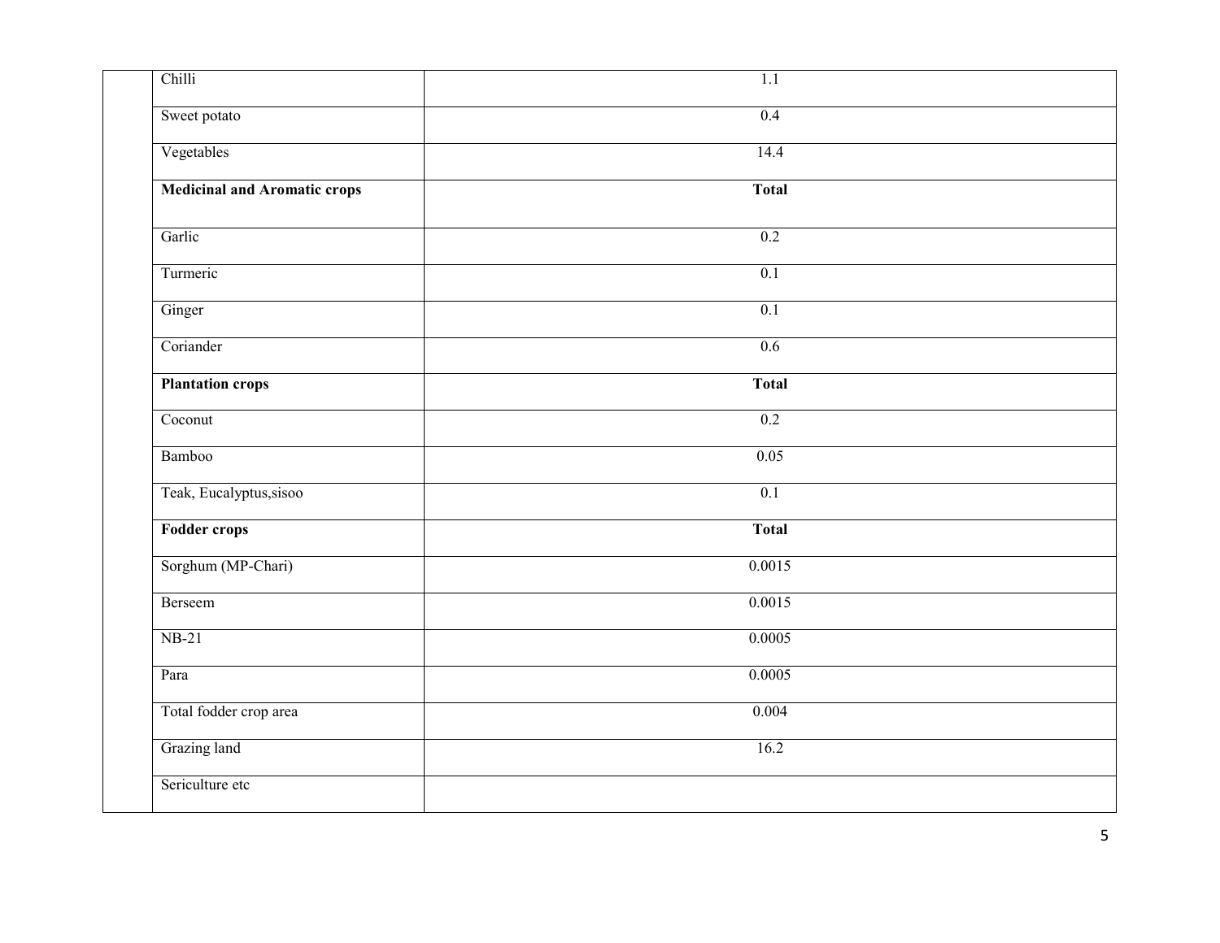| | | |
|---|---|---|
| | Chilli | 1.1 |
| | Sweet potato | 0.4 |
| | Vegetables | 14.4 |
| | **Medicinal and Aromatic crops** | **Total** |
| | Garlic | 0.2 |
| | Turmeric | 0.1 |
| | Ginger | 0.1 |
| | Coriander | 0.6 |
| | **Plantation crops** | **Total** |
| | Coconut | 0.2 |
| | Bamboo | 0.05 |
| | Teak, Eucalyptus,sisoo | 0.1 |
| | **Fodder crops** | **Total** |
| | Sorghum (MP-Chari) | 0.0015 |
| | Berseem | 0.0015 |
| | NB-21 | 0.0005 |
| | Para | 0.0005 |
| | Total fodder crop area | 0.004 |
| | Grazing land | 16.2 |
| | Sericulture etc | |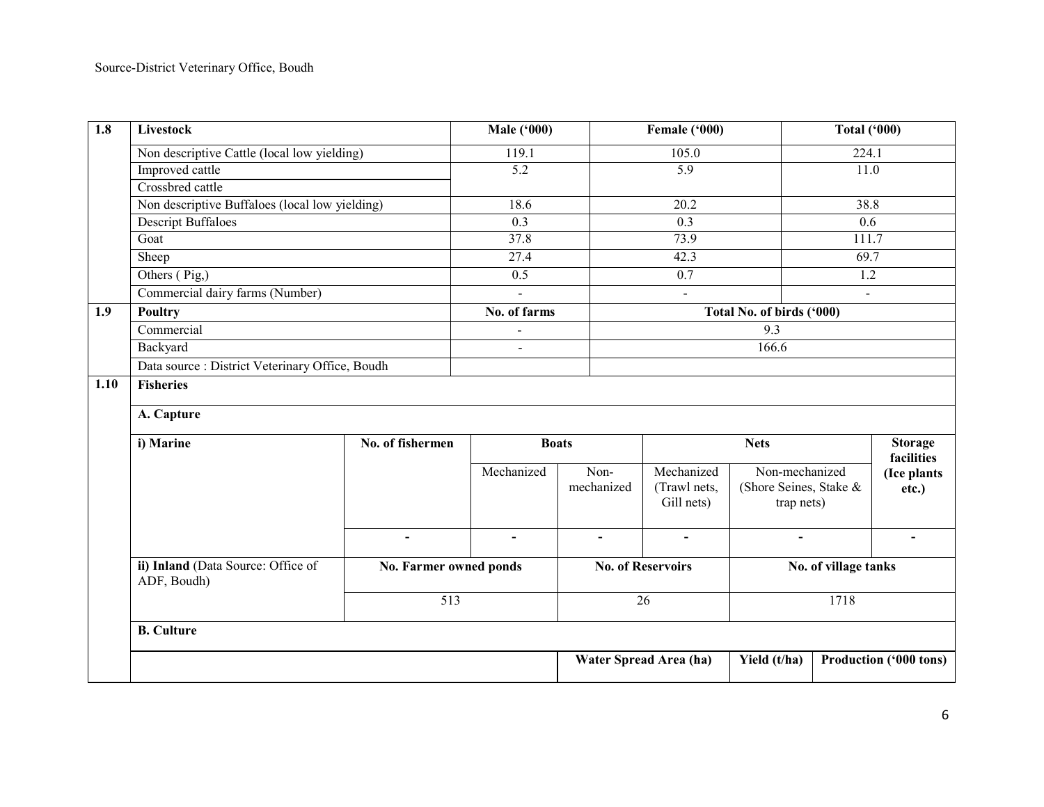Source-District Veterinary Office, Boudh

| 1.8 | Livestock | Male ('000) | Female ('000) | Total ('000) |
|---|---|---|---|---|
| | Non descriptive Cattle (local low yielding) | 119.1 | 105.0 | 224.1 |
| | Improved cattle | 5.2 | 5.9 | 11.0 |
| | Crossbred cattle | | | |
| | Non descriptive Buffaloes (local low yielding) | 18.6 | 20.2 | 38.8 |
| | Descript Buffaloes | 0.3 | 0.3 | 0.6 |
| | Goat | 37.8 | 73.9 | 111.7 |
| | Sheep | 27.4 | 42.3 | 69.7 |
| | Others ( Pig,) | 0.5 | 0.7 | 1.2 |
| | Commercial dairy farms (Number) | - | - | - |
| **1.9** | **Poultry** | **No. of farms** | **Total No. of birds ('000)** | |
| | Commercial | - | 9.3 | |
| | Backyard | - | 166.6 | |
| | Data source : District Veterinary Office, Boudh | | | |

**1.10 Fisheries**

**A. Capture**

| i) Marine | No. of fishermen | Boats | | Nets | | Storage facilities (Ice plants etc.) |
|---|---|---|---|---|---|---|
| | | Mechanized | Non-mechanized | Mechanized (Trawl nets, Gill nets) | Non-mechanized (Shore Seines, Stake & trap nets) | |
| | - | - | - | - | - | - |

| ii) Inland (Data Source: Office of ADF, Boudh) | No. Farmer owned ponds | No. of Reservoirs | No. of village tanks |
|---|---|---|---|
| | 513 | 26 | 1718 |

**B. Culture**

| | Water Spread Area (ha) | Yield (t/ha) | Production ('000 tons) |
|---|---|---|---|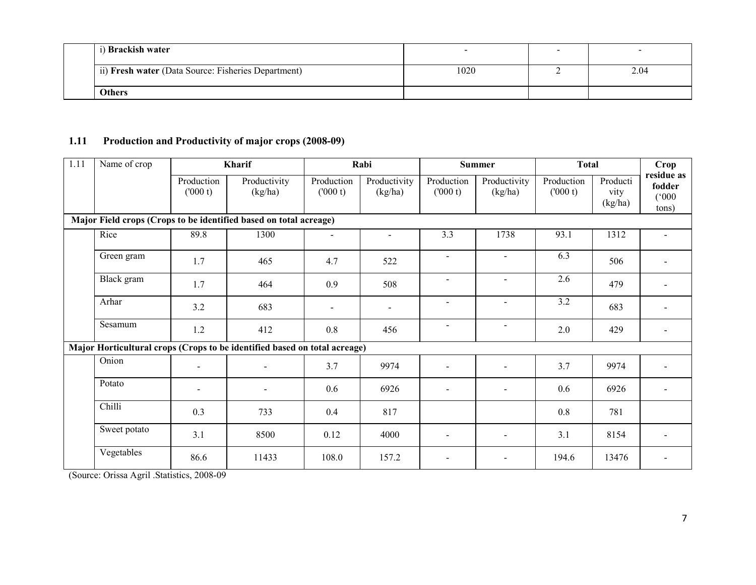|  | i) **Brackish water** | - | - | - |
|---|---|---|---|---|
|  | ii) **Fresh water** (Data Source: Fisheries Department) | 1020 | 2 | 2.04 |
|  | **Others** |  |  |  |

## 1.11 Production and Productivity of major crops (2008-09)

| 1.11 | Name of crop | **Kharif** | | **Rabi** | | **Summer** | | **Total** | | **Crop residue as fodder ('000 tons)** |
|---|---|---|---|---|---|---|---|---|---|---|
| | | Production ('000 t) | Productivity (kg/ha) | Production ('000 t) | Productivity (kg/ha) | Production ('000 t) | Productivity (kg/ha) | Production ('000 t) | Productivity (kg/ha) | |
| **Major Field crops (Crops to be identified based on total acreage)** | | | | | | | | | | |
| | Rice | 89.8 | 1300 | - | - | 3.3 | 1738 | 93.1 | 1312 | - |
| | Green gram | 1.7 | 465 | 4.7 | 522 | - | - | 6.3 | 506 | - |
| | Black gram | 1.7 | 464 | 0.9 | 508 | - | - | 2.6 | 479 | - |
| | Arhar | 3.2 | 683 | - | - | - | - | 3.2 | 683 | - |
| | Sesamum | 1.2 | 412 | 0.8 | 456 | - | - | 2.0 | 429 | - |
| **Major Horticultural crops (Crops to be identified based on total acreage)** | | | | | | | | | | |
| | Onion | - | - | 3.7 | 9974 | - | - | 3.7 | 9974 | - |
| | Potato | - | - | 0.6 | 6926 | - | - | 0.6 | 6926 | - |
| | Chilli | 0.3 | 733 | 0.4 | 817 | | | 0.8 | 781 | |
| | Sweet potato | 3.1 | 8500 | 0.12 | 4000 | - | - | 3.1 | 8154 | - |
| | Vegetables | 86.6 | 11433 | 108.0 | 157.2 | - | - | 194.6 | 13476 | - |

(Source: Orissa Agril .Statistics, 2008-09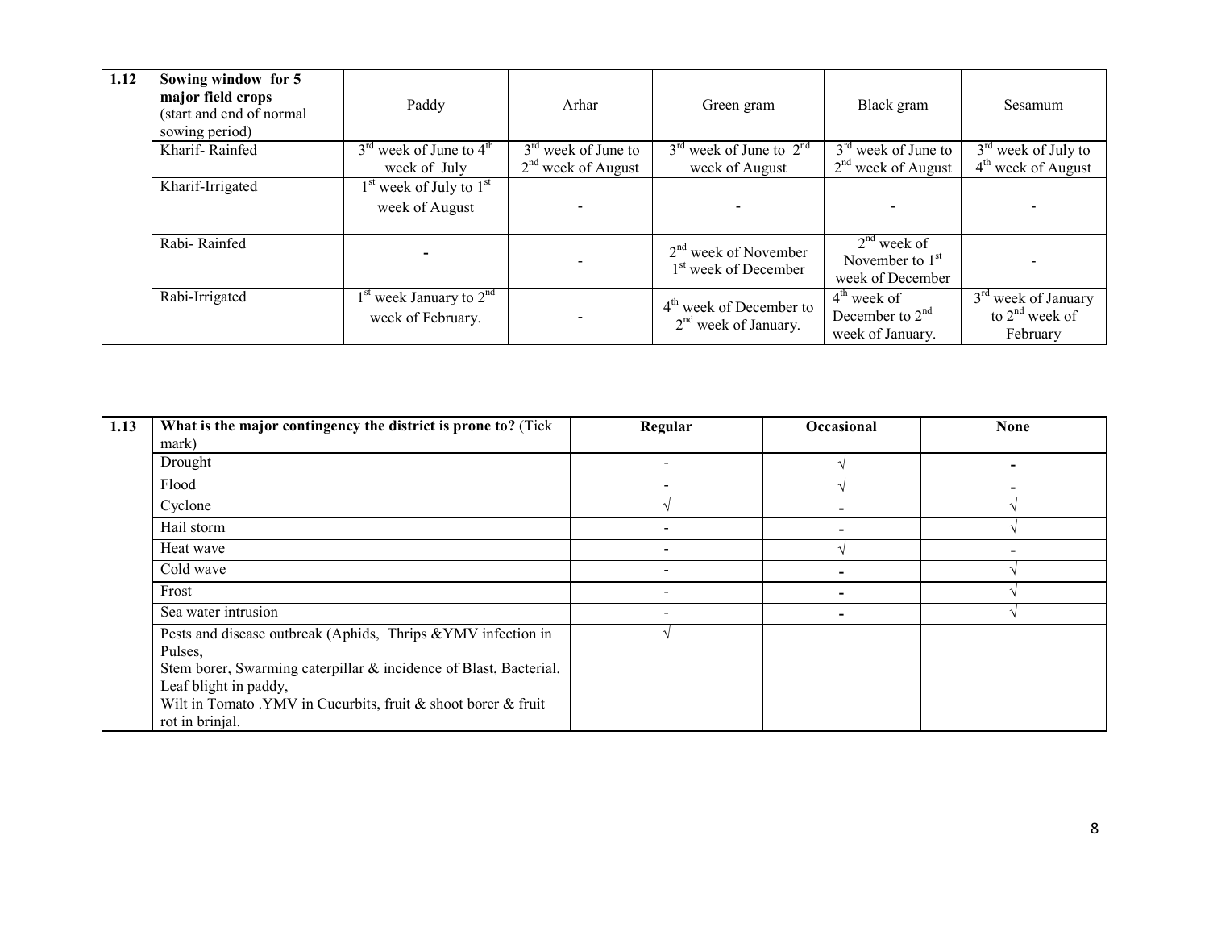| 1.12 | Sowing window for 5 major field crops (start and end of normal sowing period) | Paddy | Arhar | Green gram | Black gram | Sesamum |
|---|---|---|---|---|---|---|
| | Kharif- Rainfed | 3rd week of June to 4th week of July | 3rd week of June to 2nd week of August | 3rd week of June to 2nd week of August | 3rd week of June to 2nd week of August | 3rd week of July to 4th week of August |
| | Kharif-Irrigated | 1st week of July to 1st week of August | - | - | - | - |
| | Rabi- Rainfed | - | - | 2nd week of November 1st week of December | 2nd week of November to 1st week of December | - |
| | Rabi-Irrigated | 1st week January to 2nd week of February. | - | 4th week of December to 2nd week of January. | 4th week of December to 2nd week of January. | 3rd week of January to 2nd week of February |

| 1.13 | What is the major contingency the district is prone to? (Tick mark) | Regular | Occasional | None |
|---|---|---|---|---|
| | Drought | - | √ | - |
| | Flood | - | √ | - |
| | Cyclone | √ | - | √ |
| | Hail storm | - | - | √ |
| | Heat wave | - | √ | - |
| | Cold wave | - | - | √ |
| | Frost | - | - | √ |
| | Sea water intrusion | - | - | √ |
| | Pests and disease outbreak (Aphids, Thrips &YMV infection in Pulses, Stem borer, Swarming caterpillar & incidence of Blast, Bacterial. Leaf blight in paddy, Wilt in Tomato .YMV in Cucurbits, fruit & shoot borer & fruit rot in brinjal. | √ | | |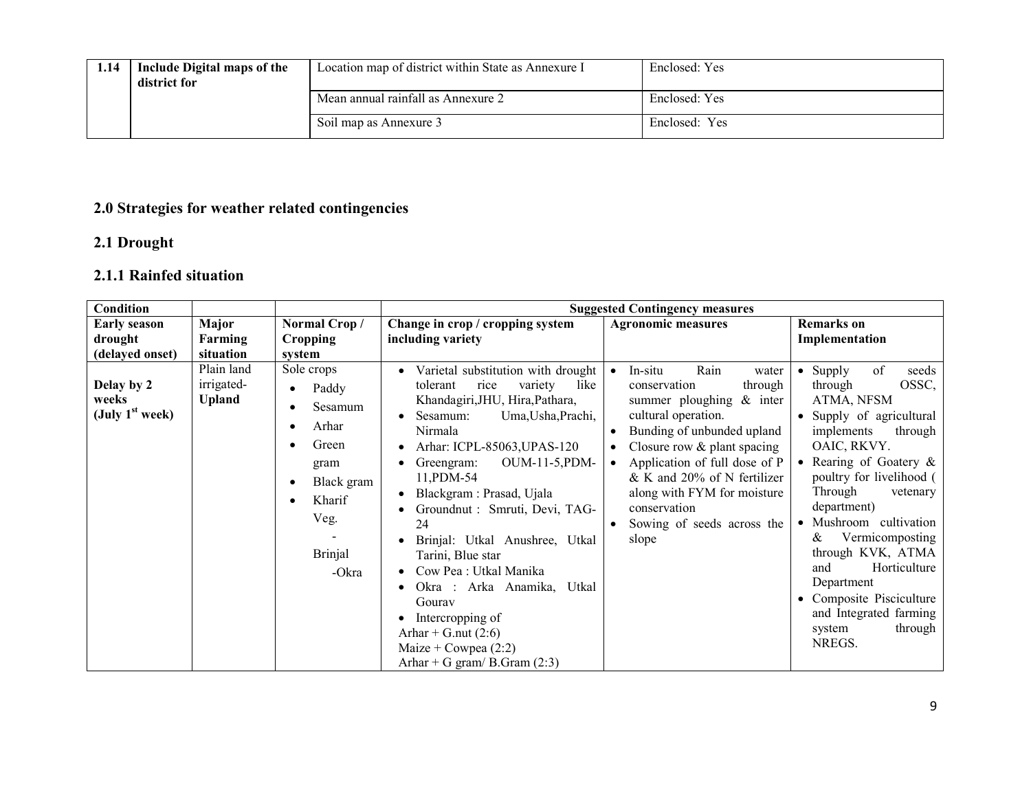| 1.14 | Include Digital maps of the district for | Location map of district within State as Annexure I | Enclosed: Yes |
|---|---|---|---|
| | | Mean annual rainfall as Annexure 2 | Enclosed: Yes |
| | | Soil map as Annexure 3 | Enclosed: Yes |

## 2.0 Strategies for weather related contingencies

## 2.1 Drought

### 2.1.1 Rainfed situation

| Condition | | | Suggested Contingency measures | | |
|---|---|---|---|---|---|
| **Early season drought (delayed onset)** | **Major Farming situation** | **Normal Crop / Cropping system** | **Change in crop / cropping system including variety** | **Agronomic measures** | **Remarks on Implementation** |
| **Delay by 2 weeks (July 1st week)** | Plain land irrigated- **Upland** | Sole crops<br>• Paddy<br>• Sesamum<br>• Arhar<br>• Green gram<br>• Black gram<br>• Kharif Veg.<br>- Brinjal<br>-Okra | • Varietal substitution with drought tolerant rice variety like Khandagiri,JHU, Hira,Pathara,<br>• Sesamum: Uma,Usha,Prachi, Nirmala<br>• Arhar: ICPL-85063,UPAS-120<br>• Greengram: OUM-11-5,PDM-11,PDM-54<br>• Blackgram : Prasad, Ujala<br>• Groundnut : Smruti, Devi, TAG-24<br>• Brinjal: Utkal Anushree, Utkal Tarini, Blue star<br>• Cow Pea : Utkal Manika<br>• Okra : Arka Anamika, Utkal Gourav<br>• Intercropping of<br>Arhar + G.nut (2:6)<br>Maize + Cowpea (2:2)<br>Arhar + G gram/ B.Gram (2:3) | • In-situ Rain water conservation through summer ploughing & inter cultural operation.<br>• Bunding of unbunded upland<br>• Closure row & plant spacing<br>• Application of full dose of P & K and 20% of N fertilizer along with FYM for moisture conservation<br>• Sowing of seeds across the slope | • Supply of seeds through OSSC, ATMA, NFSM<br>• Supply of agricultural implements through OAIC, RKVY.<br>• Rearing of Goatery & poultry for livelihood ( Through vetenary department)<br>• Mushroom cultivation & Vermicomposting through KVK, ATMA and Horticulture Department<br>• Composite Pisciculture and Integrated farming system through NREGS. |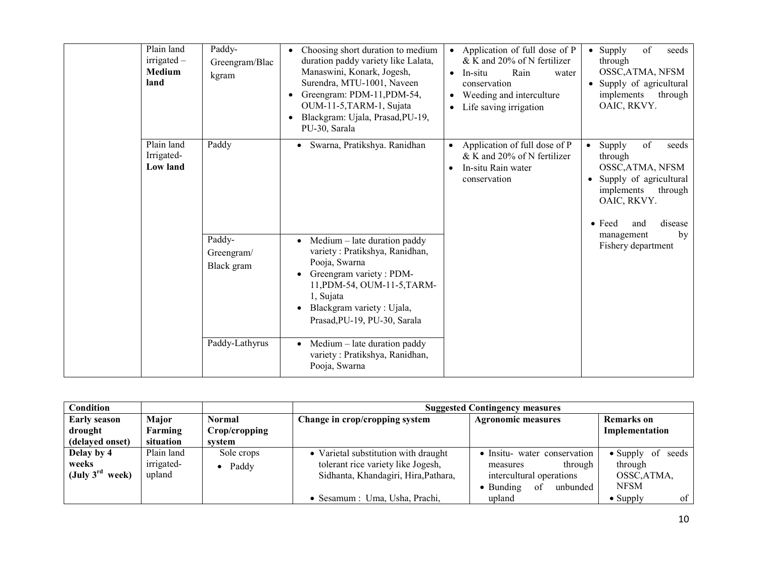| | Plain land irrigated – **Medium land** | Paddy-Greengram/Blackgram | • Choosing short duration to medium duration paddy variety like Lalata, Manaswini, Konark, Jogesh, Surendra, MTU-1001, Naveen<br>• Greengram: PDM-11,PDM-54, OUM-11-5,TARM-1, Sujata<br>• Blackgram: Ujala, Prasad,PU-19, PU-30, Sarala | • Application of full dose of P & K and 20% of N fertilizer<br>• In-situ Rain water conservation<br>• Weeding and interculture<br>• Life saving irrigation | • Supply of seeds through OSSC,ATMA, NFSM<br>• Supply of agricultural implements through OAIC, RKVY. |
|---|---|---|---|---|---|
| | Plain land Irrigated- **Low land** | Paddy | • Swarna, Pratikshya. Ranidhan | • Application of full dose of P & K and 20% of N fertilizer<br>• In-situ Rain water conservation | • Supply of seeds through OSSC,ATMA, NFSM<br>• Supply of agricultural implements through OAIC, RKVY.<br>• Feed and disease management by Fishery department |
| | | Paddy-Greengram/ Black gram | • Medium – late duration paddy variety : Pratikshya, Ranidhan, Pooja, Swarna<br>• Greengram variety : PDM-11,PDM-54, OUM-11-5,TARM-1, Sujata<br>• Blackgram variety : Ujala, Prasad,PU-19, PU-30, Sarala | | |
| | | Paddy-Lathyrus | • Medium – late duration paddy variety : Pratikshya, Ranidhan, Pooja, Swarna | | |

| **Condition** | | | **Suggested Contingency measures** | | |
|---|---|---|---|---|---|
| **Early season drought (delayed onset)** | **Major Farming situation** | **Normal Crop/cropping system** | **Change in crop/cropping system** | **Agronomic measures** | **Remarks on Implementation** |
| **Delay by 4 weeks (July 3rd week)** | Plain land irrigated-upland | Sole crops<br>• Paddy | • Varietal substitution with draught tolerant rice variety like Jogesh, Sidhanta, Khandagiri, Hira,Pathara,<br>• Sesamum : Uma, Usha, Prachi, | • Insitu- water conservation measures through intercultural operations<br>• Bunding of unbunded upland | • Supply of seeds through OSSC,ATMA, NFSM<br>• Supply of |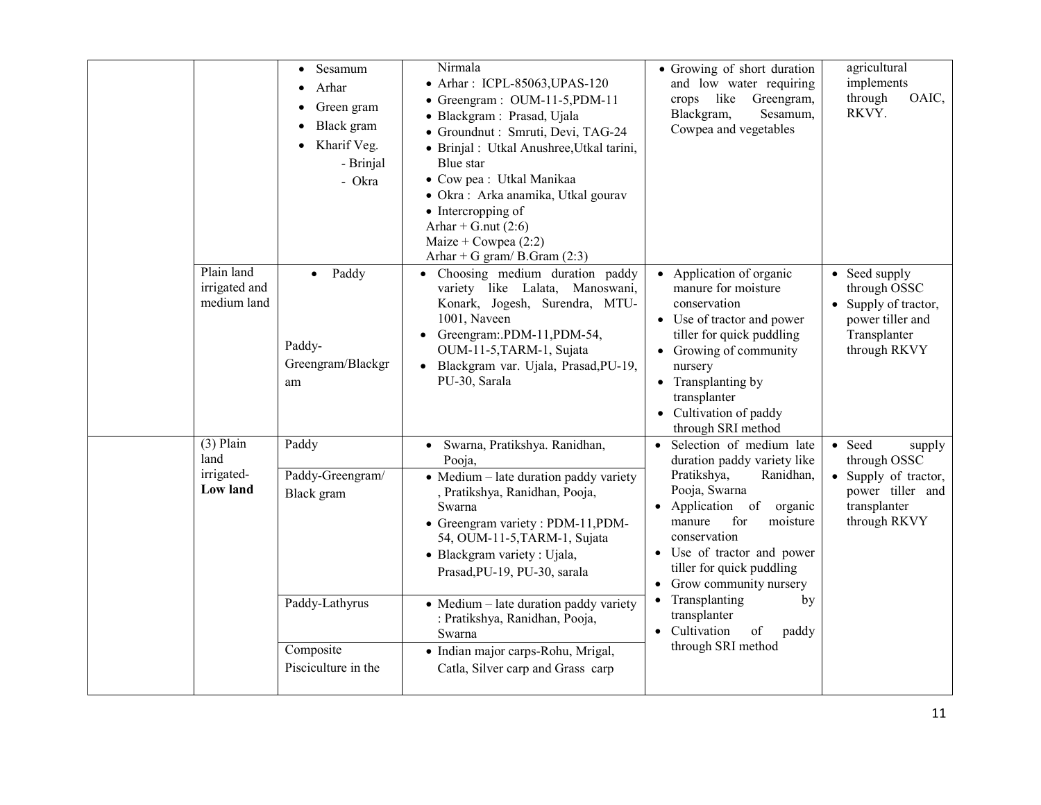| | | | | | |
|---|---|---|---|---|---|
| | | • Sesamum<br>• Arhar<br>• Green gram<br>• Black gram<br>• Kharif Veg.<br>- Brinjal<br>- Okra | Nirmala<br>• Arhar : ICPL-85063,UPAS-120<br>• Greengram : OUM-11-5,PDM-11<br>• Blackgram : Prasad, Ujala<br>• Groundnut : Smruti, Devi, TAG-24<br>• Brinjal : Utkal Anushree,Utkal tarini, Blue star<br>• Cow pea : Utkal Manikaa<br>• Okra : Arka anamika, Utkal gourav<br>• Intercropping of<br>Arhar + G.nut (2:6)<br>Maize + Cowpea (2:2)<br>Arhar + G gram/ B.Gram (2:3) | • Growing of short duration and low water requiring crops like Greengram, Blackgram, Sesamum, Cowpea and vegetables | agricultural implements through OAIC, RKVY. |
| | Plain land irrigated and medium land | • Paddy<br><br>Paddy-Greengram/Blackgram | • Choosing medium duration paddy variety like Lalata, Manoswani, Konark, Jogesh, Surendra, MTU-1001, Naveen<br>• Greengram:.PDM-11,PDM-54, OUM-11-5,TARM-1, Sujata<br>• Blackgram var. Ujala, Prasad,PU-19, PU-30, Sarala | • Application of organic manure for moisture conservation<br>• Use of tractor and power tiller for quick puddling<br>• Growing of community nursery<br>• Transplanting by transplanter<br>• Cultivation of paddy through SRI method | • Seed supply through OSSC<br>• Supply of tractor, power tiller and Transplanter through RKVY |
| | (3) Plain land irrigated- **Low land** | Paddy | • Swarna, Pratikshya. Ranidhan, Pooja, | • Selection of medium late duration paddy variety like Pratikshya, Ranidhan, Pooja, Swarna<br>• Application of organic manure for moisture conservation<br>• Use of tractor and power tiller for quick puddling<br>• Grow community nursery<br>• Transplanting by transplanter<br>• Cultivation of paddy through SRI method | • Seed supply through OSSC<br>• Supply of tractor, power tiller and transplanter through RKVY |
| | | Paddy-Greengram/ Black gram | • Medium – late duration paddy variety , Pratikshya, Ranidhan, Pooja, Swarna<br>• Greengram variety : PDM-11,PDM-54, OUM-11-5,TARM-1, Sujata<br>• Blackgram variety : Ujala, Prasad,PU-19, PU-30, sarala | | |
| | | Paddy-Lathyrus | • Medium – late duration paddy variety : Pratikshya, Ranidhan, Pooja, Swarna | | |
| | | Composite Pisciculture in the | • Indian major carps-Rohu, Mrigal, Catla, Silver carp and Grass carp | | |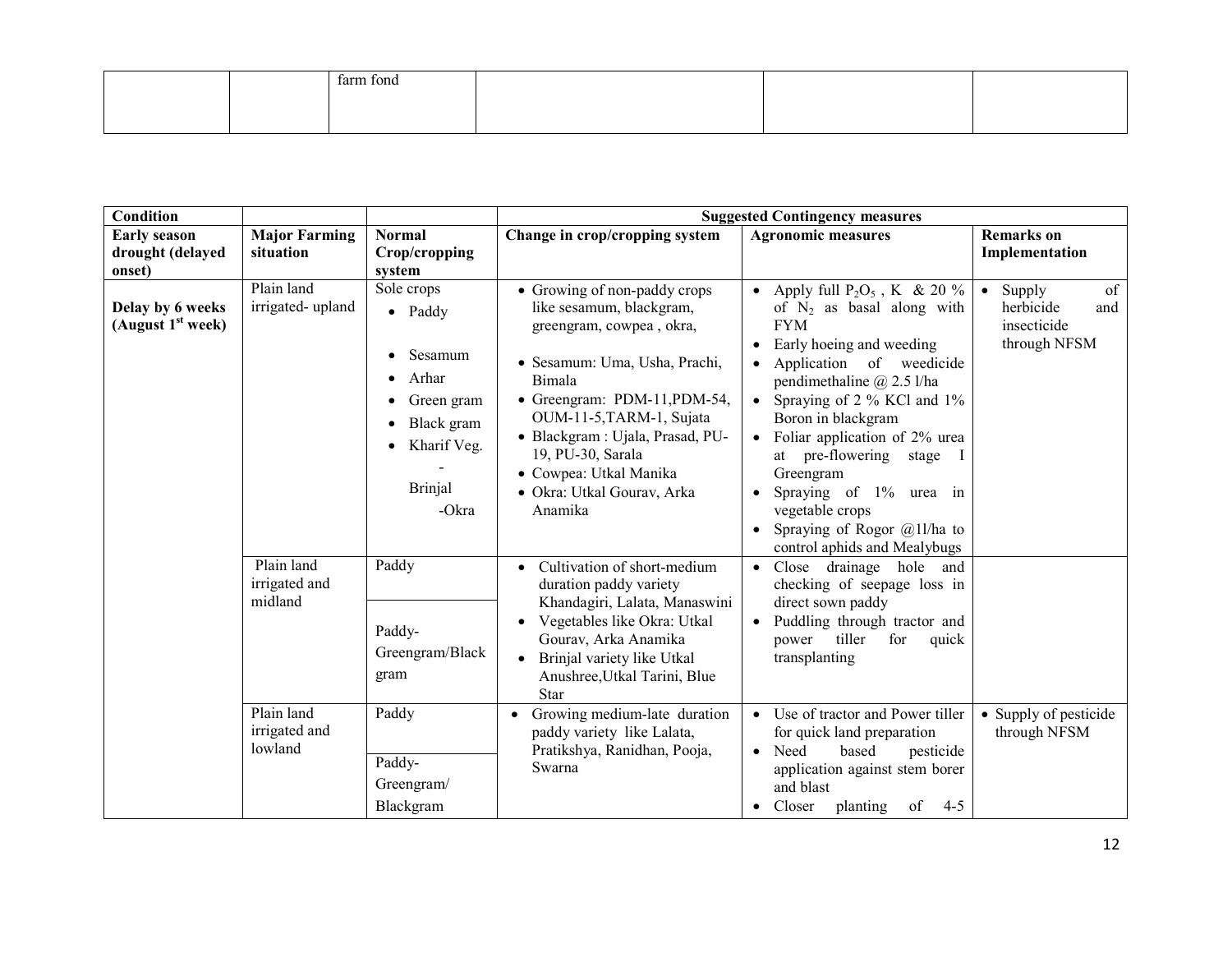| | | farm fond | | | |
|---|---|---|---|---|---|

| Condition | | | Suggested Contingency measures | | |
|---|---|---|---|---|---|
| Early season drought (delayed onset) | Major Farming situation | Normal Crop/cropping system | Change in crop/cropping system | Agronomic measures | Remarks on Implementation |
| Delay by 6 weeks (August 1st week) | Plain land irrigated- upland | Sole crops<br>• Paddy<br>• Sesamum<br>• Arhar<br>• Green gram<br>• Black gram<br>• Kharif Veg. - Brinjal -Okra | • Growing of non-paddy crops like sesamum, blackgram, greengram, cowpea , okra,<br>• Sesamum: Uma, Usha, Prachi, Bimala<br>• Greengram: PDM-11,PDM-54, OUM-11-5,TARM-1, Sujata<br>• Blackgram : Ujala, Prasad, PU-19, PU-30, Sarala<br>• Cowpea: Utkal Manika<br>• Okra: Utkal Gourav, Arka Anamika | • Apply full $P_2O_5$ , K & 20 % of $N_2$ as basal along with FYM<br>• Early hoeing and weeding<br>• Application of weedicide pendimethaline @ 2.5 l/ha<br>• Spraying of 2 % KCl and 1% Boron in blackgram<br>• Foliar application of 2% urea at pre-flowering stage I Greengram<br>• Spraying of 1% urea in vegetable crops<br>• Spraying of Rogor @1l/ha to control aphids and Mealybugs | • Supply of herbicide and insecticide through NFSM |
| | Plain land irrigated and midland | Paddy<br>Paddy-Greengram/Black gram | • Cultivation of short-medium duration paddy variety Khandagiri, Lalata, Manaswini<br>• Vegetables like Okra: Utkal Gourav, Arka Anamika<br>• Brinjal variety like Utkal Anushree,Utkal Tarini, Blue Star | • Close drainage hole and checking of seepage loss in direct sown paddy<br>• Puddling through tractor and power tiller for quick transplanting | |
| | Plain land irrigated and lowland | Paddy<br>Paddy-Greengram/ Blackgram | • Growing medium-late duration paddy variety like Lalata, Pratikshya, Ranidhan, Pooja, Swarna | • Use of tractor and Power tiller for quick land preparation<br>• Need based pesticide application against stem borer and blast<br>• Closer planting of 4-5 | • Supply of pesticide through NFSM |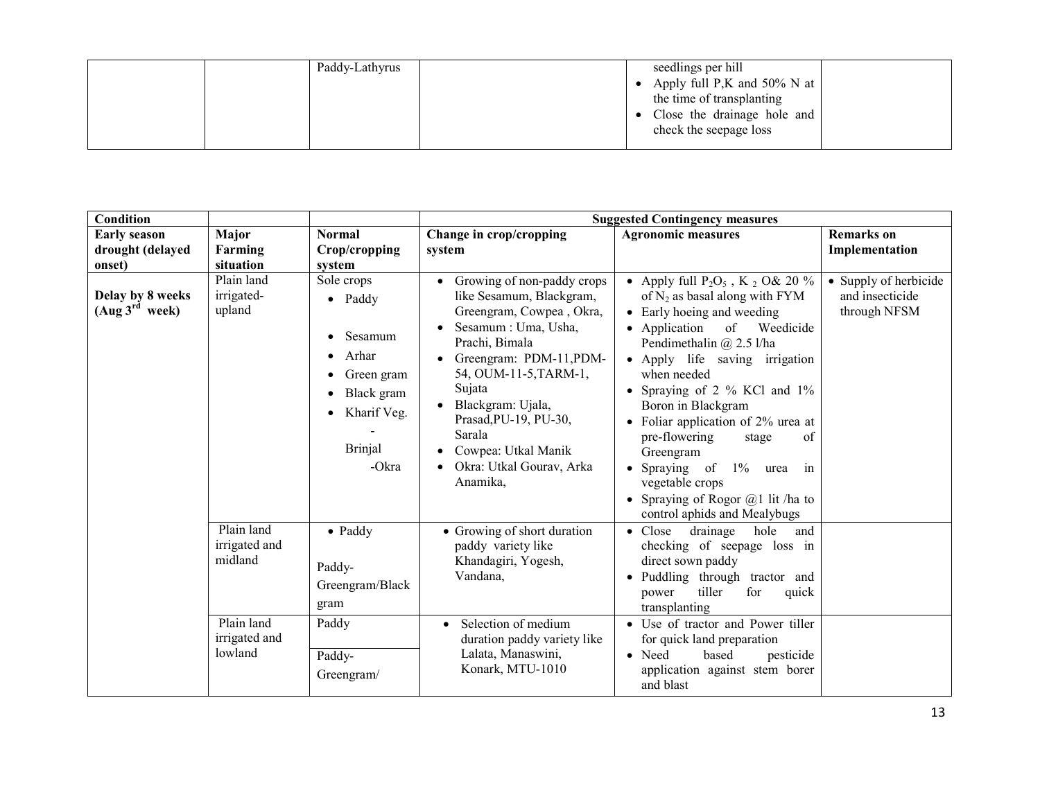| | | Paddy-Lathyrus | | seedlings per hill<br>• Apply full P,K and 50% N at the time of transplanting<br>• Close the drainage hole and check the seepage loss | |
|---|---|---|---|---|---|

| Condition | | | Suggested Contingency measures | | |
|---|---|---|---|---|---|
| **Early season drought (delayed onset)** | **Major Farming situation** | **Normal Crop/cropping system** | **Change in crop/cropping system** | **Agronomic measures** | **Remarks on Implementation** |
| **Delay by 8 weeks (Aug 3rd week)** | Plain land irrigated-upland | Sole crops<br>• Paddy<br>• Sesamum<br>• Arhar<br>• Green gram<br>• Black gram<br>• Kharif Veg. - Brinjal -Okra | • Growing of non-paddy crops like Sesamum, Blackgram, Greengram, Cowpea , Okra,<br>• Sesamum : Uma, Usha, Prachi, Bimala<br>• Greengram: PDM-11,PDM-54, OUM-11-5,TARM-1, Sujata<br>• Blackgram: Ujala, Prasad,PU-19, PU-30, Sarala<br>• Cowpea: Utkal Manik<br>• Okra: Utkal Gourav, Arka Anamika, | • Apply full $P_2O_5$ , $K_2O$& 20 % of $N_2$ as basal along with FYM<br>• Early hoeing and weeding<br>• Application of Weedicide Pendimethalin @ 2.5 l/ha<br>• Apply life saving irrigation when needed<br>• Spraying of 2 % KCl and 1% Boron in Blackgram<br>• Foliar application of 2% urea at pre-flowering stage of Greengram<br>• Spraying of 1% urea in vegetable crops<br>• Spraying of Rogor @1 lit /ha to control aphids and Mealybugs | • Supply of herbicide and insecticide through NFSM |
| | Plain land irrigated and midland | • Paddy<br>Paddy-Greengram/Black gram | • Growing of short duration paddy variety like Khandagiri, Yogesh, Vandana, | • Close drainage hole and checking of seepage loss in direct sown paddy<br>• Puddling through tractor and power tiller for quick transplanting | |
| | Plain land irrigated and lowland | Paddy<br>Paddy-Greengram/ | • Selection of medium duration paddy variety like Lalata, Manaswini, Konark, MTU-1010 | • Use of tractor and Power tiller for quick land preparation<br>• Need based pesticide application against stem borer and blast | |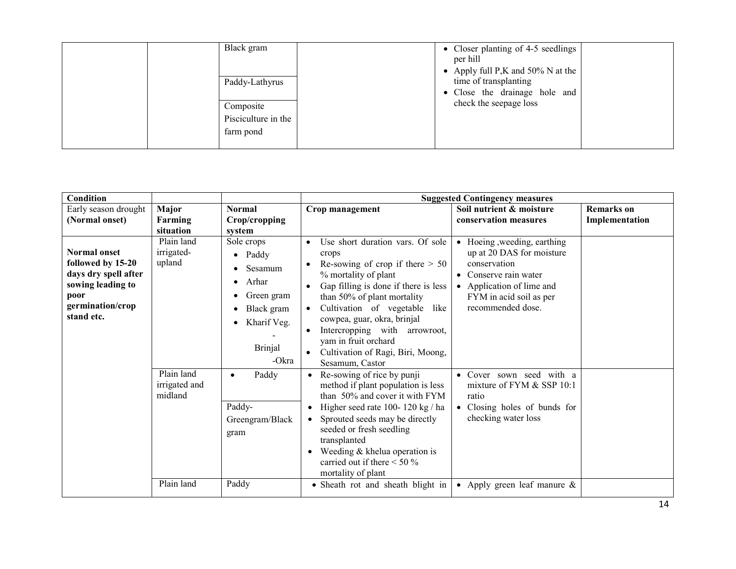| | | | | | |
|---|---|---|---|---|---|
| | | Black gram | | • Closer planting of 4-5 seedlings per hill<br>• Apply full P,K and 50% N at the time of transplanting<br>• Close the drainage hole and check the seepage loss | |
| | | Paddy-Lathyrus | | | |
| | | Composite Pisciculture in the farm pond | | | |

| Condition | | | Suggested Contingency measures | | |
|---|---|---|---|---|---|
| Early season drought **(Normal onset)** | **Major Farming situation** | **Normal Crop/cropping system** | **Crop management** | **Soil nutrient & moisture conservation measures** | **Remarks on Implementation** |
| **Normal onset followed by 15-20 days dry spell after sowing leading to poor germination/crop stand etc.** | Plain land irrigated-upland | Sole crops<br>• Paddy<br>• Sesamum<br>• Arhar<br>• Green gram<br>• Black gram<br>• Kharif Veg.<br>- Brinjal<br>-Okra | • Use short duration vars. Of sole crops<br>• Re-sowing of crop if there > 50 % mortality of plant<br>• Gap filling is done if there is less than 50% of plant mortality<br>• Cultivation of vegetable like cowpea, guar, okra, brinjal<br>• Intercropping with arrowroot, yam in fruit orchard<br>• Cultivation of Ragi, Biri, Moong, Sesamum, Castor | • Hoeing ,weeding, earthing up at 20 DAS for moisture conservation<br>• Conserve rain water<br>• Application of lime and FYM in acid soil as per recommended dose. | |
| | Plain land irrigated and midland | • Paddy | • Re-sowing of rice by punji method if plant population is less than 50% and cover it with FYM<br>• Higher seed rate 100- 120 kg / ha<br>• Sprouted seeds may be directly seeded or fresh seedling transplanted<br>• Weeding & khelua operation is carried out if there < 50 % mortality of plant | • Cover sown seed with a mixture of FYM & SSP 10:1 ratio<br>• Closing holes of bunds for checking water loss | |
| | | Paddy-Greengram/Black gram | | | |
| | Plain land | Paddy | • Sheath rot and sheath blight in | • Apply green leaf manure & | |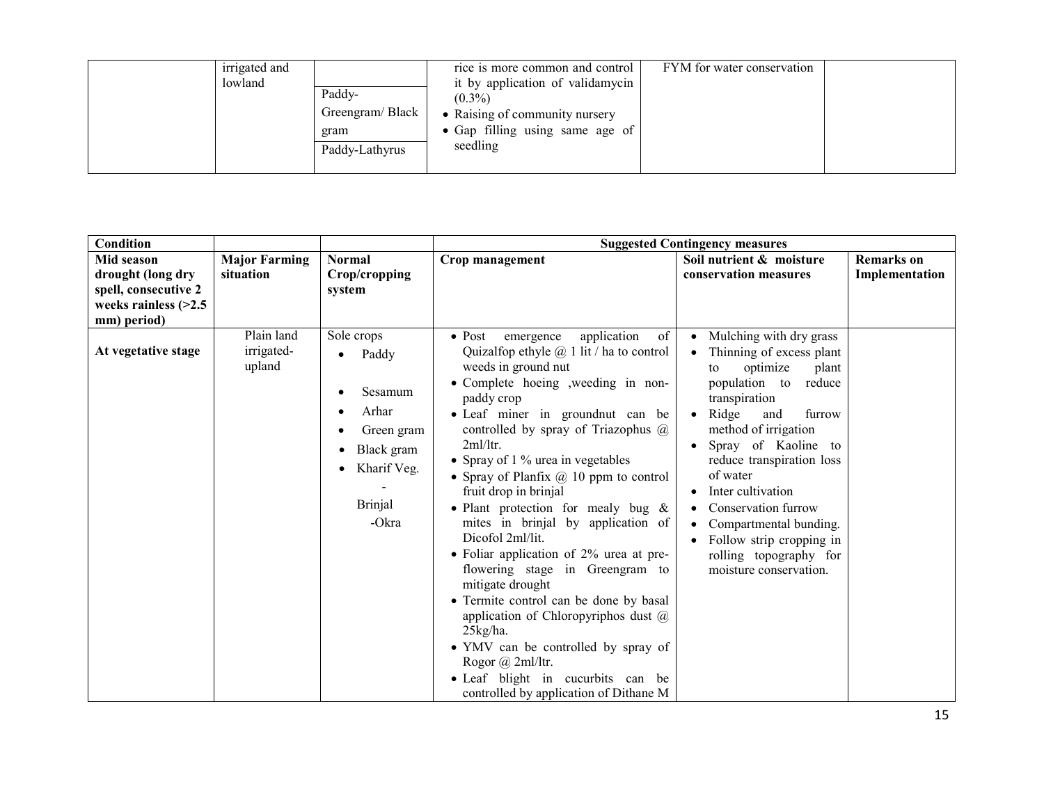| | irrigated and lowland | <br>Paddy-Greengram/ Black gram<br>Paddy-Lathyrus | rice is more common and control it by application of validamycin (0.3%)<br>• Raising of community nursery<br>• Gap filling using same age of seedling | FYM for water conservation | |
|---|---|---|---|---|---|

| Condition | | | Suggested Contingency measures | | |
|---|---|---|---|---|---|
| **Mid season drought (long dry spell, consecutive 2 weeks rainless (>2.5 mm) period)** | **Major Farming situation** | **Normal Crop/cropping system** | **Crop management** | **Soil nutrient & moisture conservation measures** | **Remarks on Implementation** |
| **At vegetative stage** | Plain land irrigated-upland | Sole crops<br>• Paddy<br>• Sesamum<br>• Arhar<br>• Green gram<br>• Black gram<br>• Kharif Veg.<br>- Brinjal<br>-Okra | • Post emergence application of Quizalfop ethyle @ 1 lit / ha to control weeds in ground nut<br>• Complete hoeing ,weeding in non-paddy crop<br>• Leaf miner in groundnut can be controlled by spray of Triazophus @ 2ml/ltr.<br>• Spray of 1 % urea in vegetables<br>• Spray of Planfix @ 10 ppm to control fruit drop in brinjal<br>• Plant protection for mealy bug & mites in brinjal by application of Dicofol 2ml/lit.<br>• Foliar application of 2% urea at pre-flowering stage in Greengram to mitigate drought<br>• Termite control can be done by basal application of Chloropyriphos dust @ 25kg/ha.<br>• YMV can be controlled by spray of Rogor @ 2ml/ltr.<br>• Leaf blight in cucurbits can be controlled by application of Dithane M | • Mulching with dry grass<br>• Thinning of excess plant to optimize plant population to reduce transpiration<br>• Ridge and furrow method of irrigation<br>• Spray of Kaoline to reduce transpiration loss of water<br>• Inter cultivation<br>• Conservation furrow<br>• Compartmental bunding.<br>• Follow strip cropping in rolling topography for moisture conservation. | |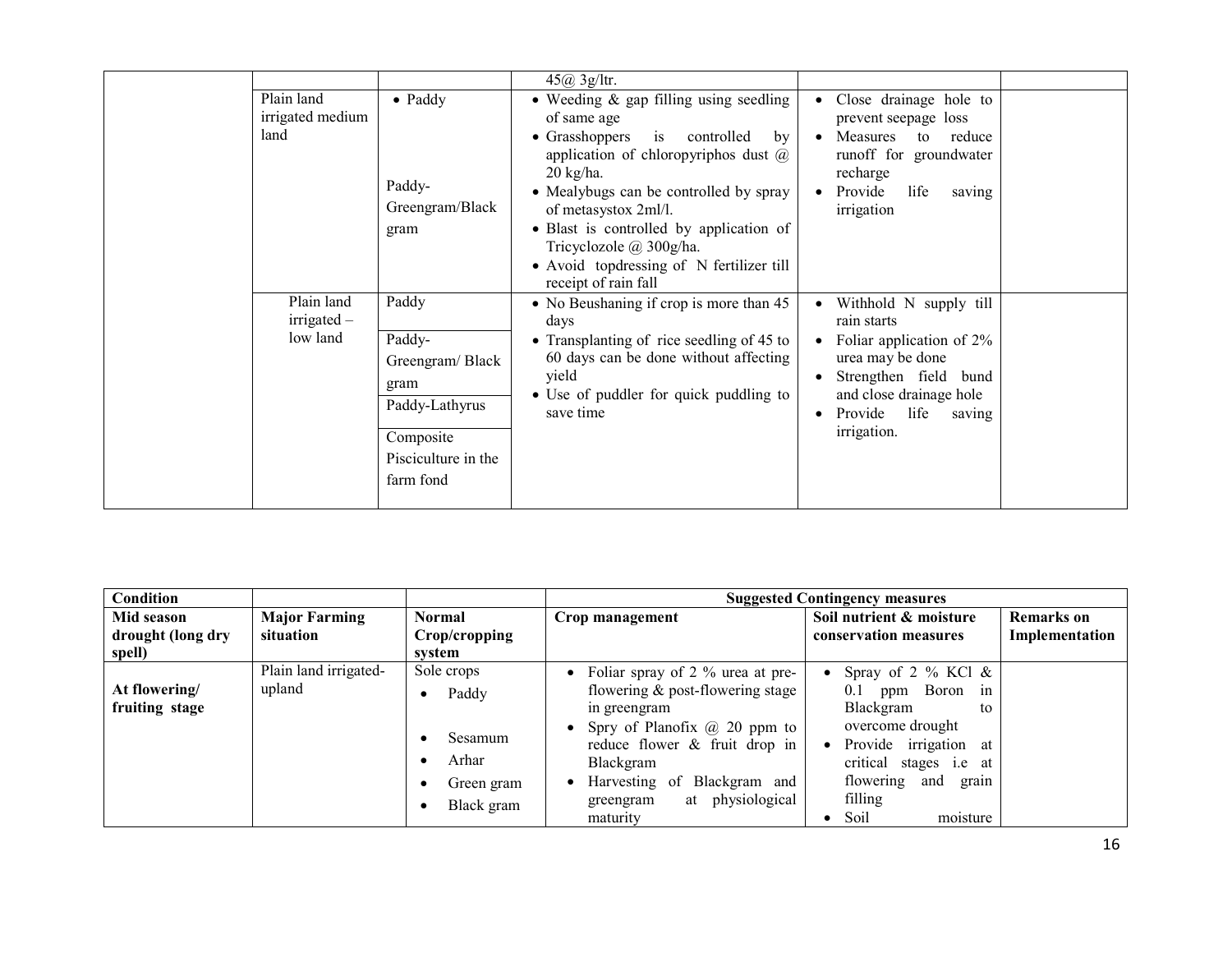| | | | | | |
|---|---|---|---|---|---|
| | | | 45@ 3g/ltr. | | |
| | Plain land irrigated medium land | • Paddy<br><br>Paddy-Greengram/Black gram | • Weeding & gap filling using seedling of same age<br>• Grasshoppers is controlled by application of chloropyriphos dust @ 20 kg/ha.<br>• Mealybugs can be controlled by spray of metasystox 2ml/l.<br>• Blast is controlled by application of Tricyclozole @ 300g/ha.<br>• Avoid topdressing of N fertilizer till receipt of rain fall | • Close drainage hole to prevent seepage loss<br>• Measures to reduce runoff for groundwater recharge<br>• Provide life saving irrigation | |
| | Plain land irrigated – low land | Paddy<br>Paddy-Greengram/ Black gram<br>Paddy-Lathyrus<br>Composite Pisciculture in the farm fond | • No Beushaning if crop is more than 45 days<br>• Transplanting of rice seedling of 45 to 60 days can be done without affecting yield<br>• Use of puddler for quick puddling to save time | • Withhold N supply till rain starts<br>• Foliar application of 2% urea may be done<br>• Strengthen field bund and close drainage hole<br>• Provide life saving irrigation. | |

| **Condition** | | | **Suggested Contingency measures** | | |
|---|---|---|---|---|---|
| **Mid season drought (long dry spell)** | **Major Farming situation** | **Normal Crop/cropping system** | **Crop management** | **Soil nutrient & moisture conservation measures** | **Remarks on Implementation** |
| **At flowering/ fruiting stage** | Plain land irrigated-upland | Sole crops<br>• Paddy<br>• Sesamum<br>• Arhar<br>• Green gram<br>• Black gram | • Foliar spray of 2 % urea at pre-flowering & post-flowering stage in greengram<br>• Spry of Planofix @ 20 ppm to reduce flower & fruit drop in Blackgram<br>• Harvesting of Blackgram and greengram at physiological maturity | • Spray of 2 % KCl & 0.1 ppm Boron in Blackgram to overcome drought<br>• Provide irrigation at critical stages i.e at flowering and grain filling<br>• Soil moisture | |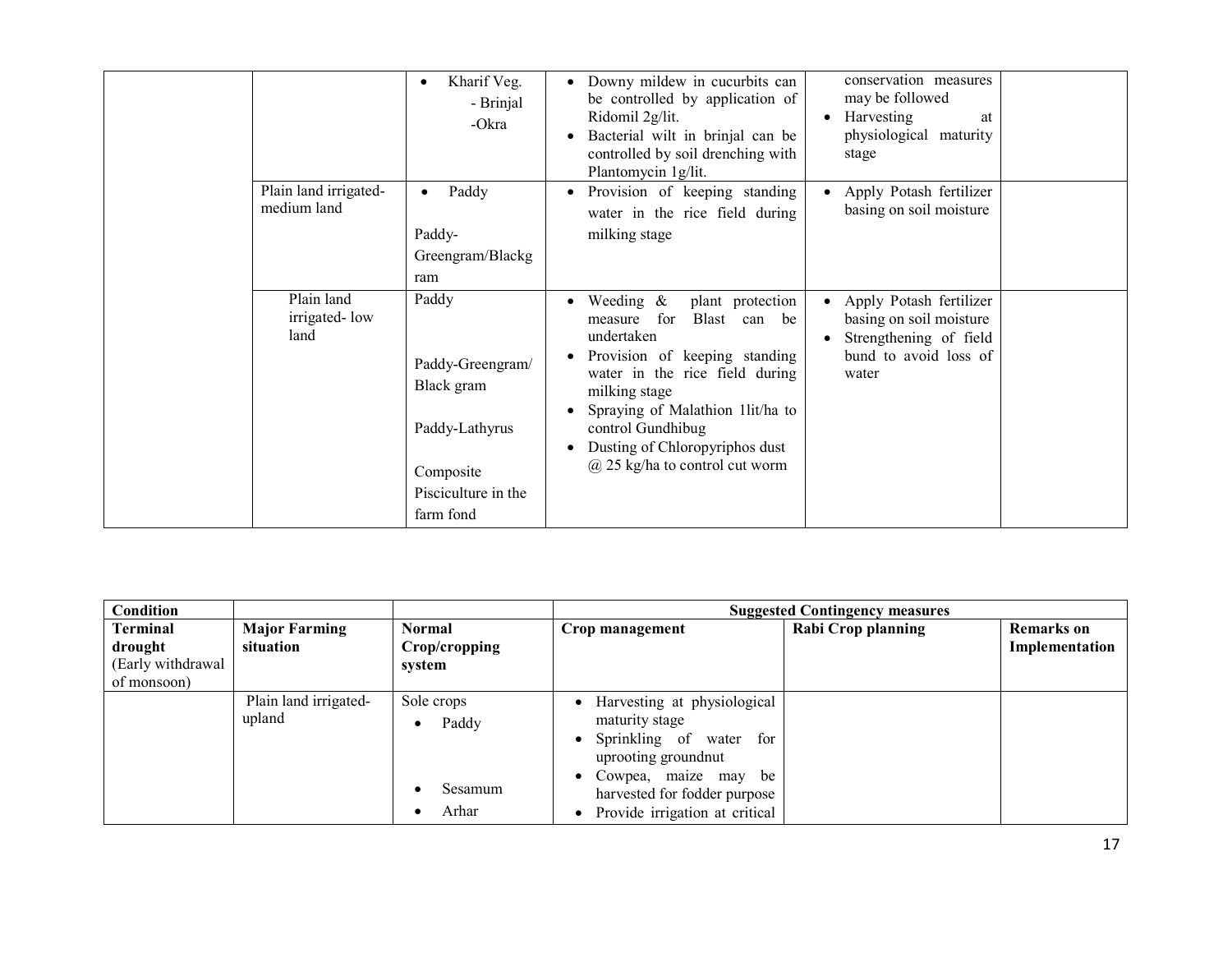| | | | | | |
|---|---|---|---|---|---|
| | | • Kharif Veg.<br>- Brinjal<br>-Okra | • Downy mildew in cucurbits can be controlled by application of Ridomil 2g/lit.<br>• Bacterial wilt in brinjal can be controlled by soil drenching with Plantomycin 1g/lit. | conservation measures may be followed<br>• Harvesting at physiological maturity stage | |
| | Plain land irrigated-medium land | • Paddy<br><br>Paddy-Greengram/Blackgram | • Provision of keeping standing water in the rice field during milking stage | • Apply Potash fertilizer basing on soil moisture | |
| | Plain land irrigated- low land | Paddy<br><br>Paddy-Greengram/ Black gram<br><br>Paddy-Lathyrus<br><br>Composite Pisciculture in the farm fond | • Weeding & plant protection measure for Blast can be undertaken<br>• Provision of keeping standing water in the rice field during milking stage<br>• Spraying of Malathion 1lit/ha to control Gundhibug<br>• Dusting of Chloropyriphos dust @ 25 kg/ha to control cut worm | • Apply Potash fertilizer basing on soil moisture<br>• Strengthening of field bund to avoid loss of water | |

| **Condition** | | | **Suggested Contingency measures** | | |
|---|---|---|---|---|---|
| **Terminal drought** (Early withdrawal of monsoon) | **Major Farming situation** | **Normal Crop/cropping system** | **Crop management** | **Rabi Crop planning** | **Remarks on Implementation** |
| | Plain land irrigated-upland | Sole crops<br>• Paddy<br><br>• Sesamum<br>• Arhar | • Harvesting at physiological maturity stage<br>• Sprinkling of water for uprooting groundnut<br>• Cowpea, maize may be harvested for fodder purpose<br>• Provide irrigation at critical | | |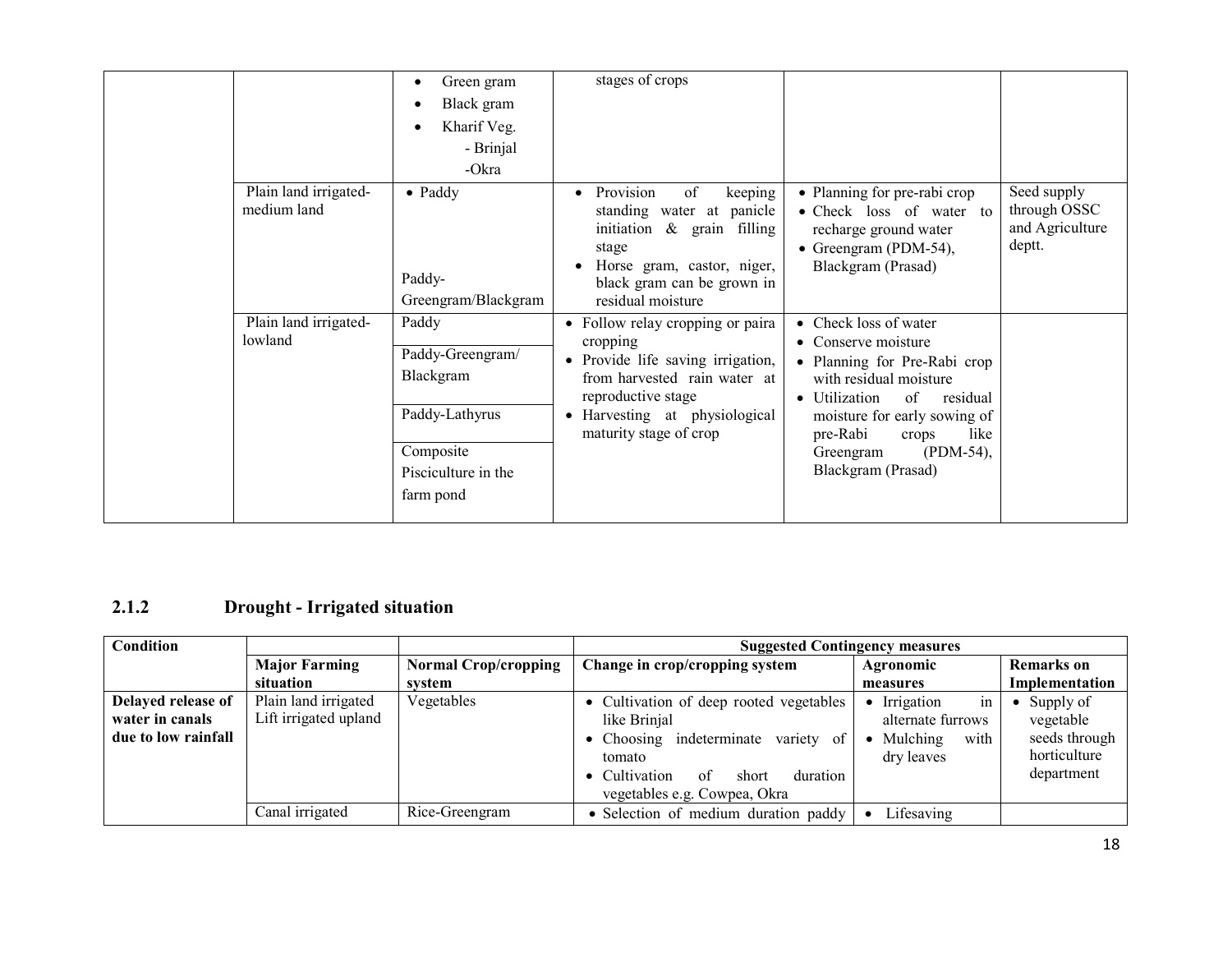| | | | | | |
|---|---|---|---|---|---|
| | | • Green gram<br>• Black gram<br>• Kharif Veg.<br>- Brinjal<br>-Okra | stages of crops | | |
| | Plain land irrigated-medium land | • Paddy<br><br>Paddy-Greengram/Blackgram | • Provision of keeping standing water at panicle initiation & grain filling stage<br>• Horse gram, castor, niger, black gram can be grown in residual moisture | • Planning for pre-rabi crop<br>• Check loss of water to recharge ground water<br>• Greengram (PDM-54), Blackgram (Prasad) | Seed supply through OSSC and Agriculture deptt. |
| | Plain land irrigated-lowland | Paddy<br><br>Paddy-Greengram/ Blackgram<br><br>Paddy-Lathyrus<br><br>Composite Pisciculture in the farm pond | • Follow relay cropping or paira cropping<br>• Provide life saving irrigation, from harvested rain water at reproductive stage<br>• Harvesting at physiological maturity stage of crop | • Check loss of water<br>• Conserve moisture<br>• Planning for Pre-Rabi crop with residual moisture<br>• Utilization of residual moisture for early sowing of pre-Rabi crops like Greengram (PDM-54), Blackgram (Prasad) | |

### 2.1.2 Drought - Irrigated situation

| Condition | | | Suggested Contingency measures | | |
|---|---|---|---|---|---|
| | **Major Farming situation** | **Normal Crop/cropping system** | **Change in crop/cropping system** | **Agronomic measures** | **Remarks on Implementation** |
| **Delayed release of water in canals due to low rainfall** | Plain land irrigated Lift irrigated upland | Vegetables | • Cultivation of deep rooted vegetables like Brinjal<br>• Choosing indeterminate variety of tomato<br>• Cultivation of short duration vegetables e.g. Cowpea, Okra | • Irrigation in alternate furrows<br>• Mulching with dry leaves | • Supply of vegetable seeds through horticulture department |
| | Canal irrigated | Rice-Greengram | • Selection of medium duration paddy | • Lifesaving | |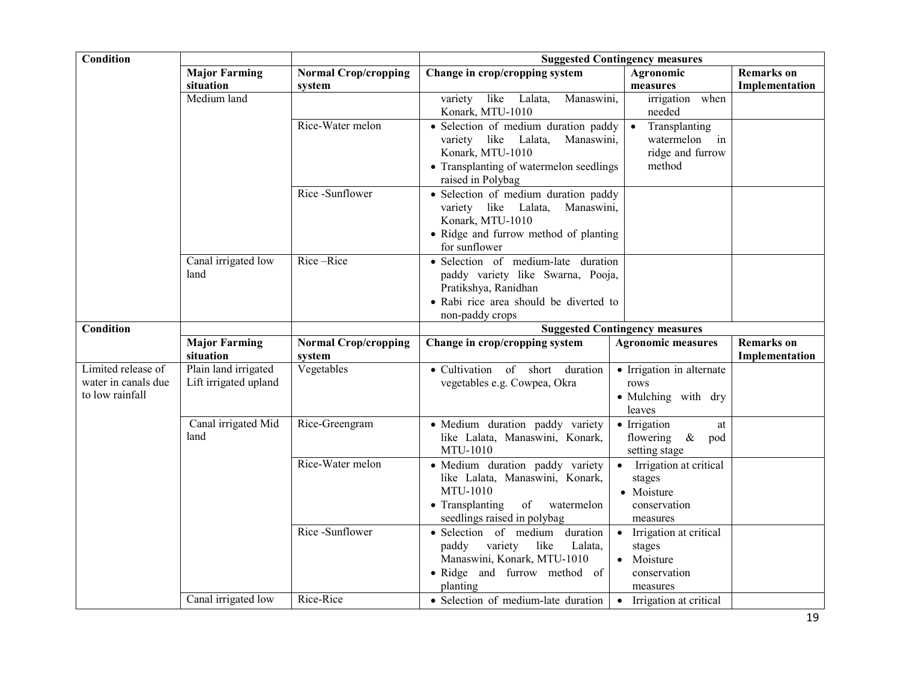| Condition | | | Suggested Contingency measures | | |
|---|---|---|---|---|---|
| | Major Farming situation | Normal Crop/cropping system | Change in crop/cropping system | Agronomic measures | Remarks on Implementation |
| | Medium land | | variety like Lalata, Manaswini, Konark, MTU-1010 | irrigation when needed | |
| | | Rice-Water melon | • Selection of medium duration paddy variety like Lalata, Manaswini, Konark, MTU-1010<br>• Transplanting of watermelon seedlings raised in Polybag | • Transplanting watermelon in ridge and furrow method | |
| | | Rice -Sunflower | • Selection of medium duration paddy variety like Lalata, Manaswini, Konark, MTU-1010<br>• Ridge and furrow method of planting for sunflower | | |
| | Canal irrigated low land | Rice –Rice | • Selection of medium-late duration paddy variety like Swarna, Pooja, Pratikshya, Ranidhan<br>• Rabi rice area should be diverted to non-paddy crops | | |

| Condition | | | Suggested Contingency measures | | |
|---|---|---|---|---|---|
| | Major Farming situation | Normal Crop/cropping system | Change in crop/cropping system | Agronomic measures | Remarks on Implementation |
| Limited release of water in canals due to low rainfall | Plain land irrigated Lift irrigated upland | Vegetables | • Cultivation of short duration vegetables e.g. Cowpea, Okra | • Irrigation in alternate rows<br>• Mulching with dry leaves | |
| | Canal irrigated Mid land | Rice-Greengram | • Medium duration paddy variety like Lalata, Manaswini, Konark, MTU-1010 | • Irrigation at flowering & pod setting stage | |
| | | Rice-Water melon | • Medium duration paddy variety like Lalata, Manaswini, Konark, MTU-1010<br>• Transplanting of watermelon seedlings raised in polybag | • Irrigation at critical stages<br>• Moisture conservation measures | |
| | | Rice -Sunflower | • Selection of medium duration paddy variety like Lalata, Manaswini, Konark, MTU-1010<br>• Ridge and furrow method of planting | • Irrigation at critical stages<br>• Moisture conservation measures | |
| | Canal irrigated low | Rice-Rice | • Selection of medium-late duration | • Irrigation at critical | |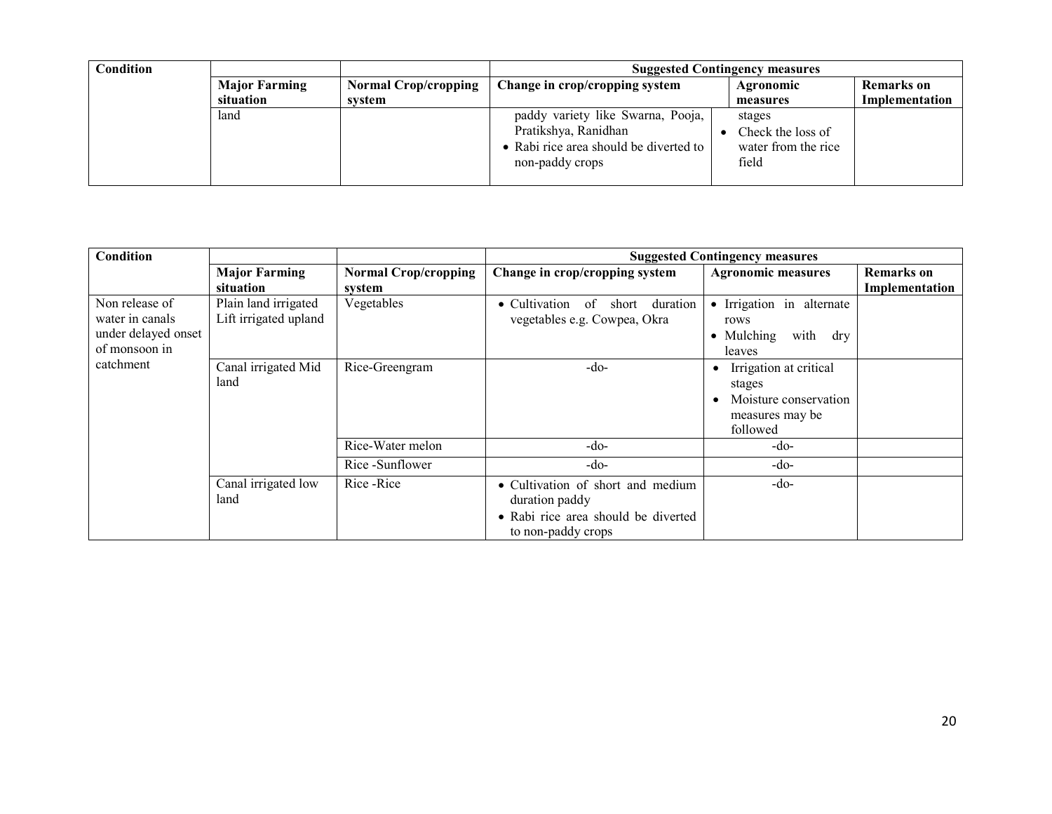| Condition | | | Suggested Contingency measures | | |
|---|---|---|---|---|---|
| | Major Farming situation | Normal Crop/cropping system | Change in crop/cropping system | Agronomic measures | Remarks on Implementation |
| | land | | paddy variety like Swarna, Pooja, Pratikshya, Ranidhan<br>• Rabi rice area should be diverted to non-paddy crops | stages<br>• Check the loss of water from the rice field | |

| Condition | | | Suggested Contingency measures | | |
|---|---|---|---|---|---|
| | Major Farming situation | Normal Crop/cropping system | Change in crop/cropping system | Agronomic measures | Remarks on Implementation |
| Non release of water in canals under delayed onset of monsoon in catchment | Plain land irrigated Lift irrigated upland | Vegetables | • Cultivation of short duration vegetables e.g. Cowpea, Okra | • Irrigation in alternate rows<br>• Mulching with dry leaves | |
| | Canal irrigated Mid land | Rice-Greengram | -do- | • Irrigation at critical stages<br>• Moisture conservation measures may be followed | |
| | | Rice-Water melon | -do- | -do- | |
| | | Rice -Sunflower | -do- | -do- | |
| | Canal irrigated low land | Rice -Rice | • Cultivation of short and medium duration paddy<br>• Rabi rice area should be diverted to non-paddy crops | -do- | |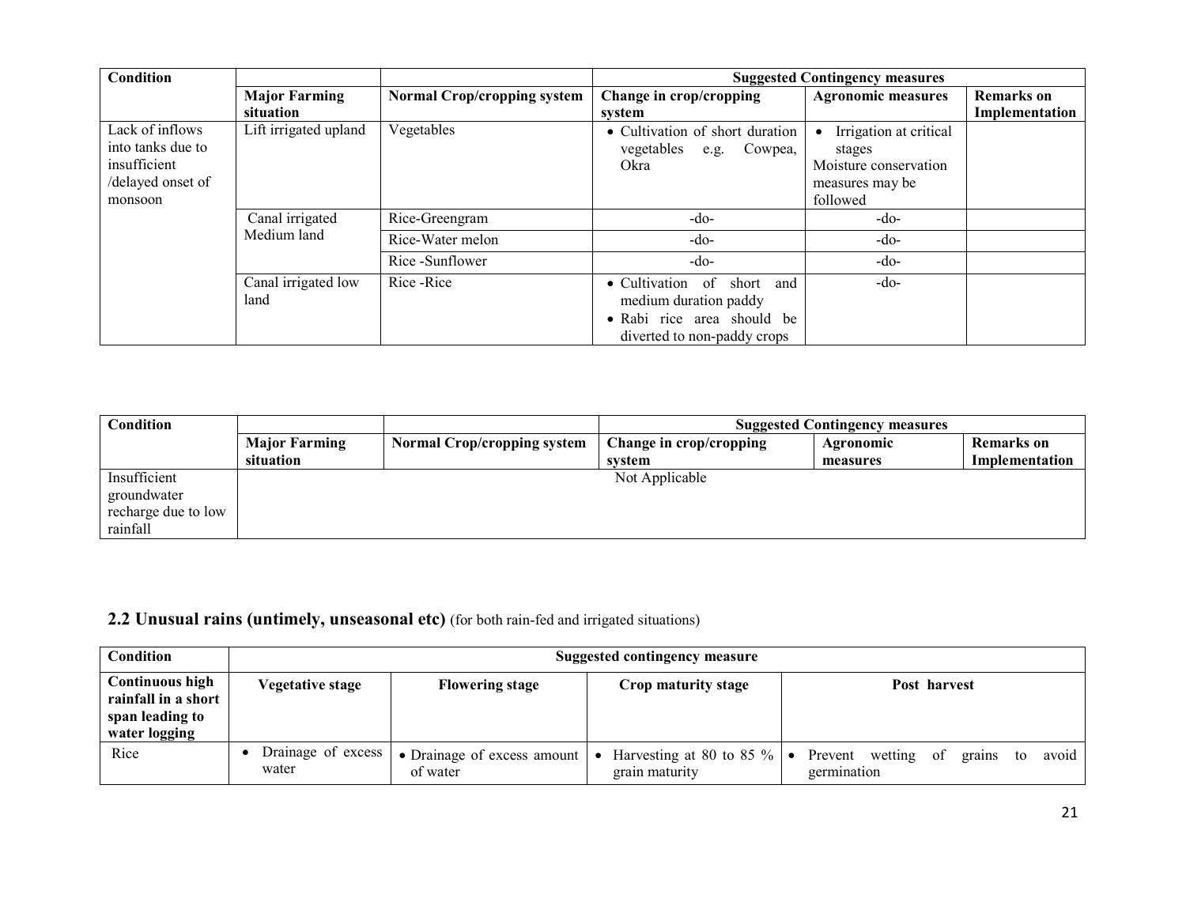| Condition | | | Suggested Contingency measures | | |
|---|---|---|---|---|---|
| | **Major Farming situation** | **Normal Crop/cropping system** | **Change in crop/cropping system** | **Agronomic measures** | **Remarks on Implementation** |
| Lack of inflows into tanks due to insufficient /delayed onset of monsoon | Lift irrigated upland | Vegetables | • Cultivation of short duration vegetables e.g. Cowpea, Okra | • Irrigation at critical stages<br>Moisture conservation measures may be followed | |
| | Canal irrigated Medium land | Rice-Greengram | -do- | -do- | |
| | | Rice-Water melon | -do- | -do- | |
| | | Rice -Sunflower | -do- | -do- | |
| | Canal irrigated low land | Rice -Rice | • Cultivation of short and medium duration paddy<br>• Rabi rice area should be diverted to non-paddy crops | -do- | |

| Condition | | | Suggested Contingency measures | | |
|---|---|---|---|---|---|
| | **Major Farming situation** | **Normal Crop/cropping system** | **Change in crop/cropping system** | **Agronomic measures** | **Remarks on Implementation** |
| Insufficient groundwater recharge due to low rainfall | Not Applicable | | | | |

## 2.2 Unusual rains (untimely, unseasonal etc) (for both rain-fed and irrigated situations)

| Condition | Suggested contingency measure | | | |
|---|---|---|---|---|
| **Continuous high rainfall in a short span leading to water logging** | **Vegetative stage** | **Flowering stage** | **Crop maturity stage** | **Post harvest** |
| Rice | • Drainage of excess water | • Drainage of excess amount of water | • Harvesting at 80 to 85 % grain maturity | • Prevent wetting of grains to avoid germination |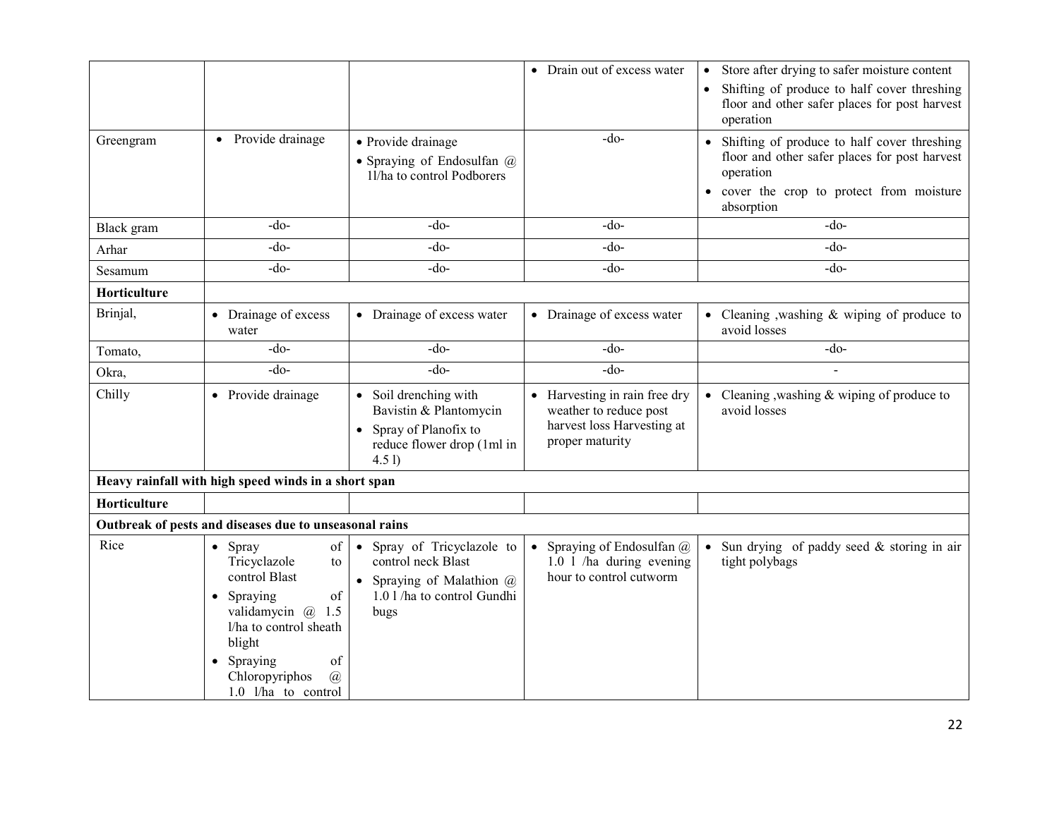| | | | | |
|---|---|---|---|---|
| | | | • Drain out of excess water | • Store after drying to safer moisture content<br>• Shifting of produce to half cover threshing floor and other safer places for post harvest operation |
| Greengram | • Provide drainage | • Provide drainage<br>• Spraying of Endosulfan @ 1l/ha to control Podborers | -do- | • Shifting of produce to half cover threshing floor and other safer places for post harvest operation<br>• cover the crop to protect from moisture absorption |
| Black gram | -do- | -do- | -do- | -do- |
| Arhar | -do- | -do- | -do- | -do- |
| Sesamum | -do- | -do- | -do- | -do- |
| **Horticulture** | | | | |
| Brinjal, | • Drainage of excess water | • Drainage of excess water | • Drainage of excess water | • Cleaning ,washing & wiping of produce to avoid losses |
| Tomato, | -do- | -do- | -do- | -do- |
| Okra, | -do- | -do- | -do- | - |
| Chilly | • Provide drainage | • Soil drenching with Bavistin & Plantomycin<br>• Spray of Planofix to reduce flower drop (1ml in 4.5 l) | • Harvesting in rain free dry weather to reduce post harvest loss Harvesting at proper maturity | • Cleaning ,washing & wiping of produce to avoid losses |
| **Heavy rainfall with high speed winds in a short span** | | | | |
| **Horticulture** | | | | |
| **Outbreak of pests and diseases due to unseasonal rains** | | | | |
| Rice | • Spray of Tricyclazole to control Blast<br>• Spraying of validamycin @ 1.5 l/ha to control sheath blight<br>• Spraying of Chloropyriphos @ 1.0 l/ha to control | • Spray of Tricyclazole to control neck Blast<br>• Spraying of Malathion @ 1.0 l /ha to control Gundhi bugs | • Spraying of Endosulfan @ 1.0 l /ha during evening hour to control cutworm | • Sun drying of paddy seed & storing in air tight polybags |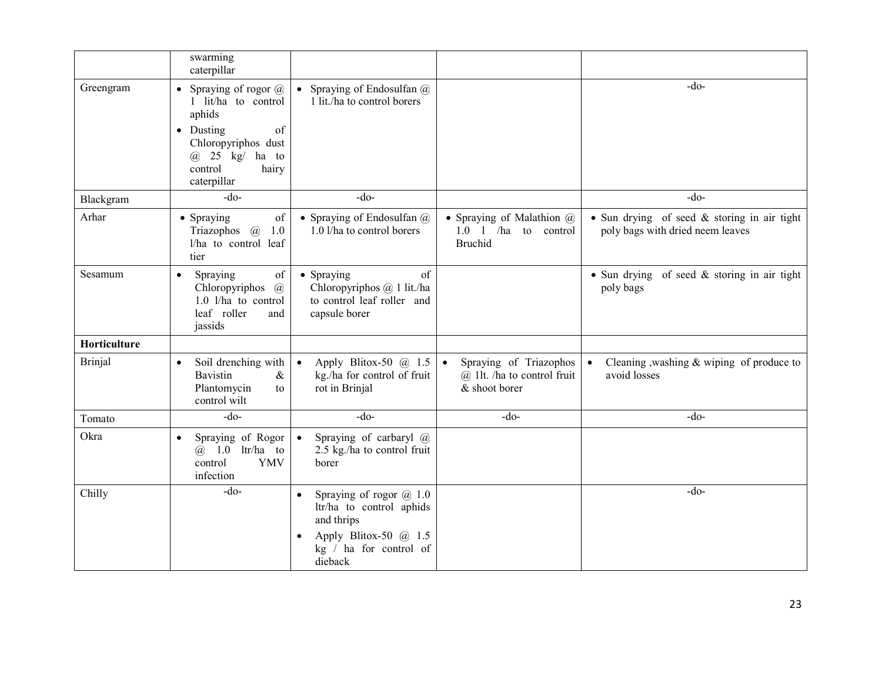| | | | | |
|---|---|---|---|---|
| | swarming caterpillar | | | |
| Greengram | • Spraying of rogor @ 1 lit/ha to control aphids<br>• Dusting of Chloropyriphos dust @ 25 kg/ ha to control hairy caterpillar | • Spraying of Endosulfan @ 1 lit./ha to control borers | | -do- |
| Blackgram | -do- | -do- | | -do- |
| Arhar | • Spraying of Triazophos @ 1.0 l/ha to control leaf tier | • Spraying of Endosulfan @ 1.0 l/ha to control borers | • Spraying of Malathion @ 1.0 l /ha to control Bruchid | • Sun drying of seed & storing in air tight poly bags with dried neem leaves |
| Sesamum | • Spraying of Chloropyriphos @ 1.0 l/ha to control leaf roller and jassids | • Spraying of Chloropyriphos @ 1 lit./ha to control leaf roller and capsule borer | | • Sun drying of seed & storing in air tight poly bags |
| **Horticulture** | | | | |
| Brinjal | • Soil drenching with Bavistin & Plantomycin to control wilt | • Apply Blitox-50 @ 1.5 kg./ha for control of fruit rot in Brinjal | • Spraying of Triazophos @ 1lt. /ha to control fruit & shoot borer | • Cleaning ,washing & wiping of produce to avoid losses |
| Tomato | -do- | -do- | -do- | -do- |
| Okra | • Spraying of Rogor @ 1.0 ltr/ha to control YMV infection | • Spraying of carbaryl @ 2.5 kg./ha to control fruit borer | | |
| Chilly | -do- | • Spraying of rogor @ 1.0 ltr/ha to control aphids and thrips<br>• Apply Blitox-50 @ 1.5 kg / ha for control of dieback | | -do- |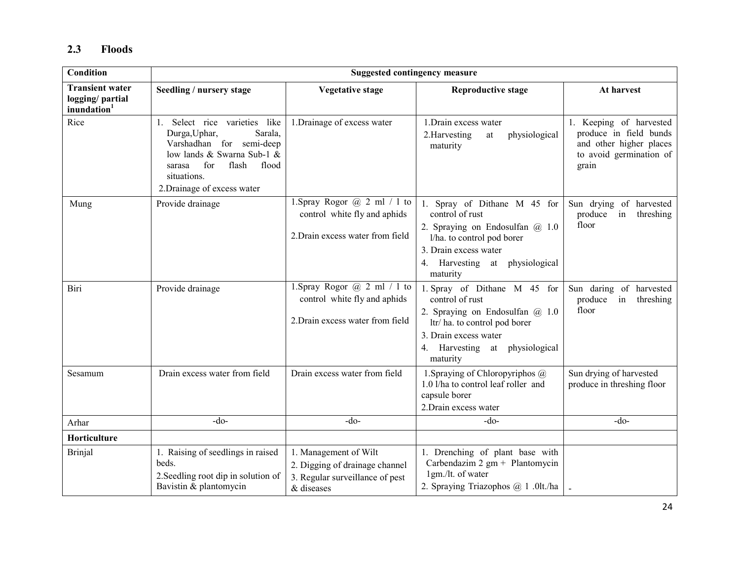## 2.3 Floods

| Condition | Suggested contingency measure | | | |
|---|---|---|---|---|
| **Transient water logging/ partial inundation[1]** | **Seedling / nursery stage** | **Vegetative stage** | **Reproductive stage** | **At harvest** |
| Rice | 1. Select rice varieties like Durga,Uphar, Sarala, Varshadhan for semi-deep low lands & Swarna Sub-1 & sarasa for flash flood situations.<br>2.Drainage of excess water | 1.Drainage of excess water | 1.Drain excess water<br>2.Harvesting at physiological maturity | 1. Keeping of harvested produce in field bunds and other higher places to avoid germination of grain |
| Mung | Provide drainage | 1.Spray Rogor @ 2 ml / l to control white fly and aphids<br>2.Drain excess water from field | 1. Spray of Dithane M 45 for control of rust<br>2. Spraying on Endosulfan @ 1.0 l/ha. to control pod borer<br>3. Drain excess water<br>4. Harvesting at physiological maturity | Sun drying of harvested produce in threshing floor |
| Biri | Provide drainage | 1.Spray Rogor @ 2 ml / l to control white fly and aphids<br>2.Drain excess water from field | 1. Spray of Dithane M 45 for control of rust<br>2. Spraying on Endosulfan @ 1.0 ltr/ ha. to control pod borer<br>3. Drain excess water<br>4. Harvesting at physiological maturity | Sun daring of harvested produce in threshing floor |
| Sesamum | Drain excess water from field | Drain excess water from field | 1.Spraying of Chloropyriphos @ 1.0 l/ha to control leaf roller and capsule borer<br>2.Drain excess water | Sun drying of harvested produce in threshing floor |
| Arhar | -do- | -do- | -do- | -do- |
| **Horticulture** | | | | |
| Brinjal | 1. Raising of seedlings in raised beds.<br>2.Seedling root dip in solution of Bavistin & plantomycin | 1. Management of Wilt<br>2. Digging of drainage channel<br>3. Regular surveillance of pest & diseases | 1. Drenching of plant base with Carbendazim 2 gm + Plantomycin 1gm./lt. of water<br>2. Spraying Triazophos @ 1 .0lt./ha | - |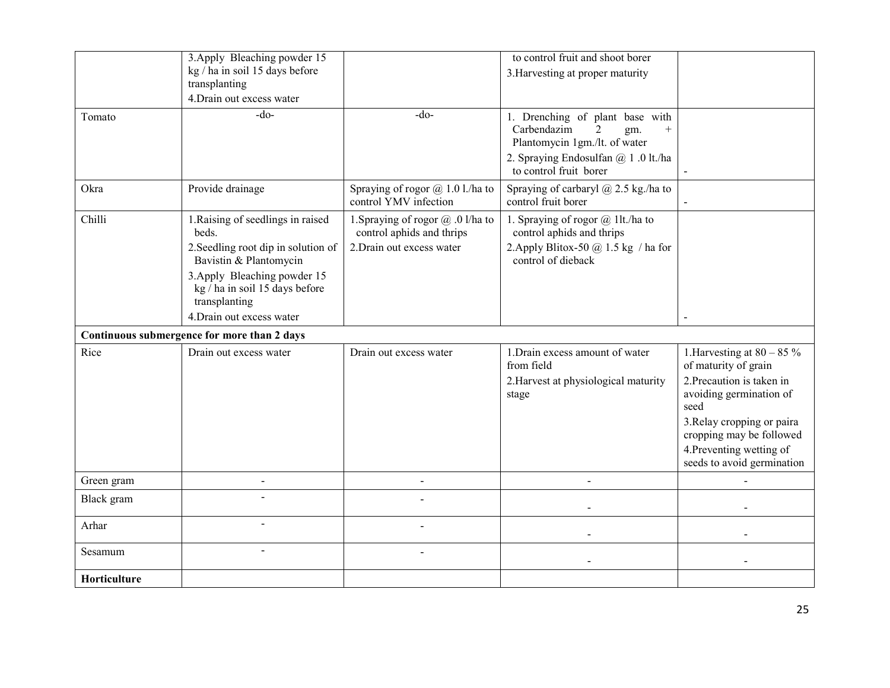| | | | | |
|---|---|---|---|---|
| | 3.Apply Bleaching powder 15 kg / ha in soil 15 days before transplanting<br>4.Drain out excess water | | to control fruit and shoot borer<br>3.Harvesting at proper maturity | |
| Tomato | -do- | -do- | 1. Drenching of plant base with Carbendazim 2 gm. + Plantomycin 1gm./lt. of water<br>2. Spraying Endosulfan @ 1 .0 lt./ha to control fruit borer | - |
| Okra | Provide drainage | Spraying of rogor @ 1.0 l./ha to control YMV infection | Spraying of carbaryl @ 2.5 kg./ha to control fruit borer | - |
| Chilli | 1.Raising of seedlings in raised beds.<br>2.Seedling root dip in solution of Bavistin & Plantomycin<br>3.Apply Bleaching powder 15 kg / ha in soil 15 days before transplanting<br>4.Drain out excess water | 1.Spraying of rogor @ .0 l/ha to control aphids and thrips<br>2.Drain out excess water | 1. Spraying of rogor @ 1lt./ha to control aphids and thrips<br>2.Apply Blitox-50 @ 1.5 kg / ha for control of dieback | - |
| **Continuous submergence for more than 2 days** | | | | |
| Rice | Drain out excess water | Drain out excess water | 1.Drain excess amount of water from field<br>2.Harvest at physiological maturity stage | 1.Harvesting at 80 – 85 % of maturity of grain<br>2.Precaution is taken in avoiding germination of seed<br>3.Relay cropping or paira cropping may be followed<br>4.Preventing wetting of seeds to avoid germination |
| Green gram | - | - | - | - |
| Black gram | - | - | - | - |
| Arhar | - | - | - | - |
| Sesamum | - | - | - | - |
| **Horticulture** | | | | |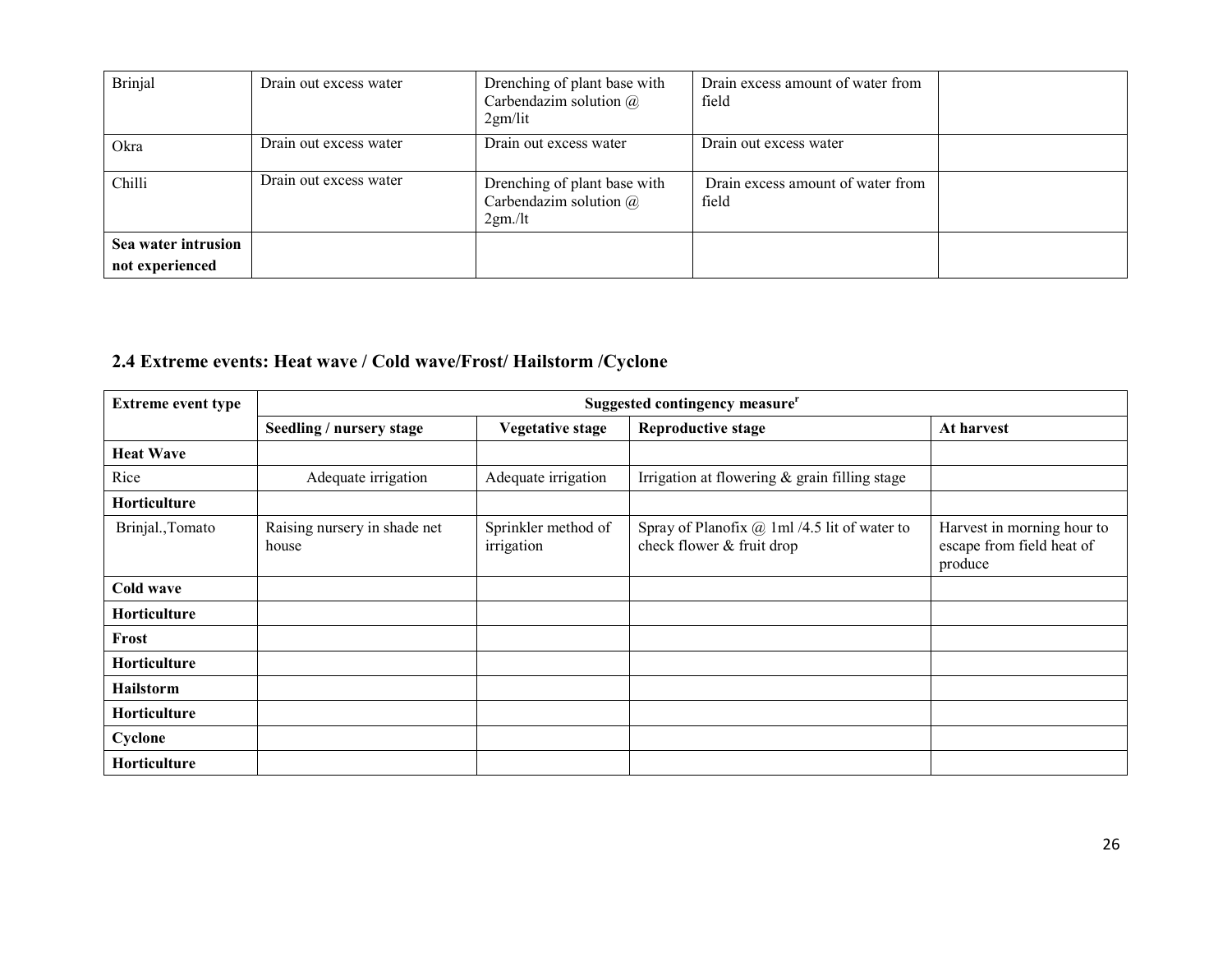| Brinjal | Drain out excess water | Drenching of plant base with Carbendazim solution @ 2gm/lit | Drain excess amount of water from field | |
|---|---|---|---|---|
| Okra | Drain out excess water | Drain out excess water | Drain out excess water | |
| Chilli | Drain out excess water | Drenching of plant base with Carbendazim solution @ 2gm./lt | Drain excess amount of water from field | |
| **Sea water intrusion not experienced** | | | | |

## 2.4 Extreme events: Heat wave / Cold wave/Frost/ Hailstorm /Cyclone

| Extreme event type | Suggested contingency measure[r] | | | |
|---|---|---|---|---|
| | **Seedling / nursery stage** | **Vegetative stage** | **Reproductive stage** | **At harvest** |
| **Heat Wave** | | | | |
| Rice | Adequate irrigation | Adequate irrigation | Irrigation at flowering & grain filling stage | |
| **Horticulture** | | | | |
| Brinjal.,Tomato | Raising nursery in shade net house | Sprinkler method of irrigation | Spray of Planofix @ 1ml /4.5 lit of water to check flower & fruit drop | Harvest in morning hour to escape from field heat of produce |
| **Cold wave** | | | | |
| **Horticulture** | | | | |
| **Frost** | | | | |
| **Horticulture** | | | | |
| **Hailstorm** | | | | |
| **Horticulture** | | | | |
| **Cyclone** | | | | |
| **Horticulture** | | | | |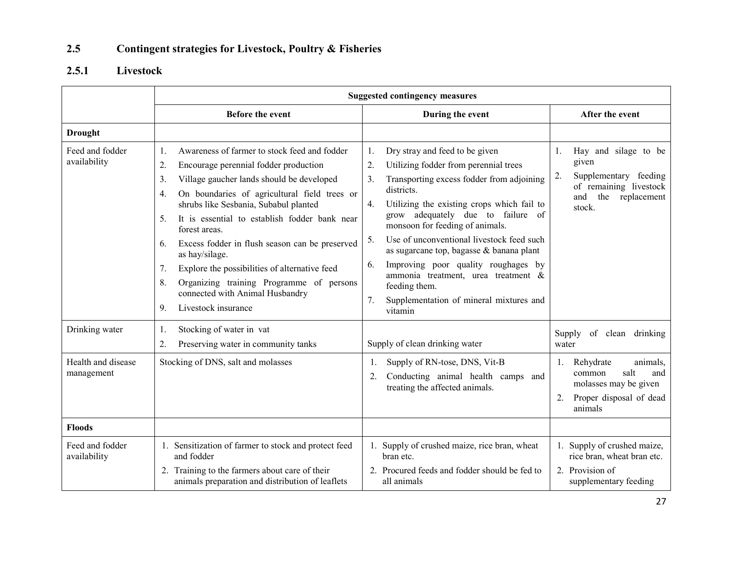## 2.5 Contingent strategies for Livestock, Poultry & Fisheries

### 2.5.1 Livestock

| | Suggested contingency measures | | |
|---|---|---|---|
| | **Before the event** | **During the event** | **After the event** |
| **Drought** | | | |
| Feed and fodder availability | 1. Awareness of farmer to stock feed and fodder<br>2. Encourage perennial fodder production<br>3. Village gaucher lands should be developed<br>4. On boundaries of agricultural field trees or shrubs like Sesbania, Subabul planted<br>5. It is essential to establish fodder bank near forest areas.<br>6. Excess fodder in flush season can be preserved as hay/silage.<br>7. Explore the possibilities of alternative feed<br>8. Organizing training Programme of persons connected with Animal Husbandry<br>9. Livestock insurance | 1. Dry stray and feed to be given<br>2. Utilizing fodder from perennial trees<br>3. Transporting excess fodder from adjoining districts.<br>4. Utilizing the existing crops which fail to grow adequately due to failure of monsoon for feeding of animals.<br>5. Use of unconventional livestock feed such as sugarcane top, bagasse & banana plant<br>6. Improving poor quality roughages by ammonia treatment, urea treatment & feeding them.<br>7. Supplementation of mineral mixtures and vitamin | 1. Hay and silage to be given<br>2. Supplementary feeding of remaining livestock and the replacement stock. |
| Drinking water | 1. Stocking of water in vat<br>2. Preserving water in community tanks | Supply of clean drinking water | Supply of clean drinking water |
| Health and disease management | Stocking of DNS, salt and molasses | 1. Supply of RN-tose, DNS, Vit-B<br>2. Conducting animal health camps and treating the affected animals. | 1. Rehydrate animals, common salt and molasses may be given<br>2. Proper disposal of dead animals |
| **Floods** | | | |
| Feed and fodder availability | 1. Sensitization of farmer to stock and protect feed and fodder<br>2. Training to the farmers about care of their animals preparation and distribution of leaflets | 1. Supply of crushed maize, rice bran, wheat bran etc.<br>2. Procured feeds and fodder should be fed to all animals | 1. Supply of crushed maize, rice bran, wheat bran etc.<br>2. Provision of supplementary feeding |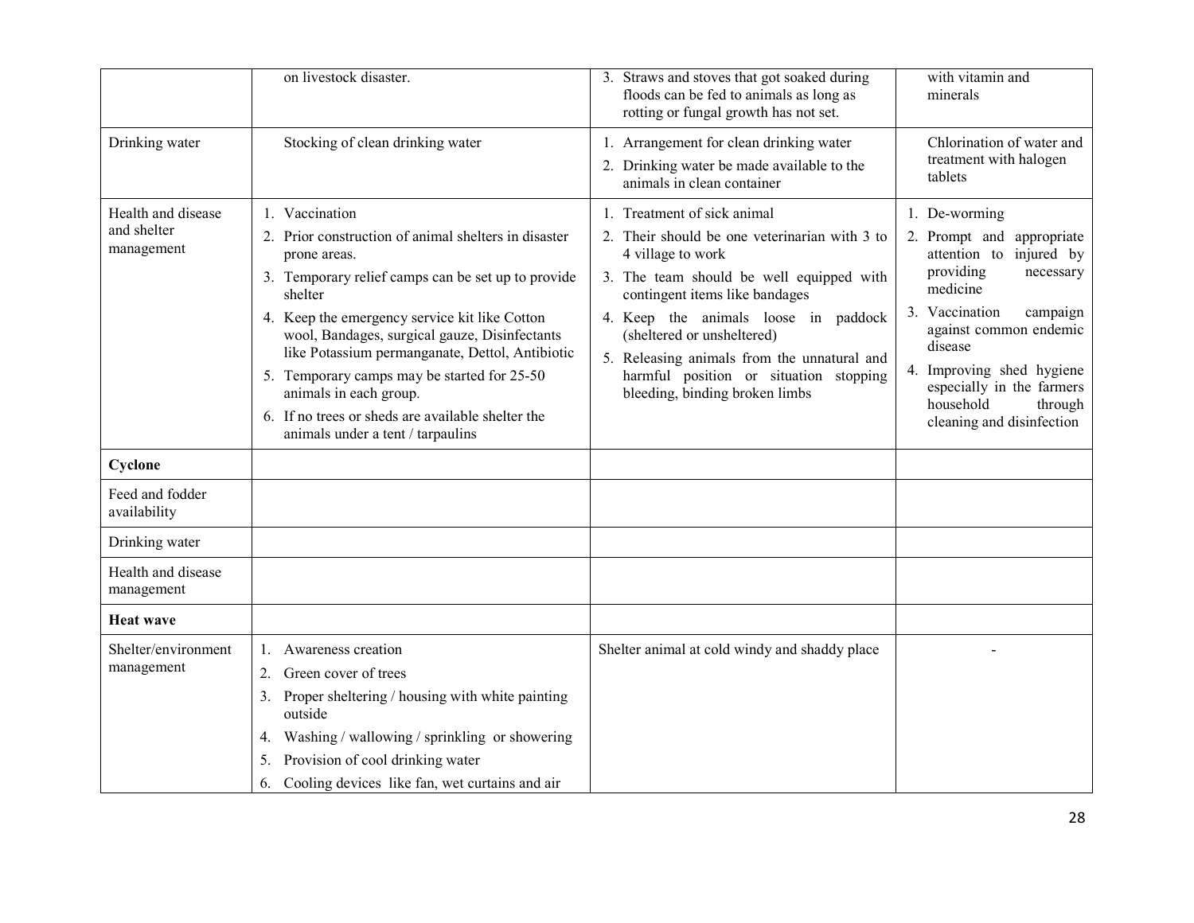| | | | |
|---|---|---|---|
| | on livestock disaster. | 3. Straws and stoves that got soaked during floods can be fed to animals as long as rotting or fungal growth has not set. | with vitamin and minerals |
| Drinking water | Stocking of clean drinking water | 1. Arrangement for clean drinking water<br>2. Drinking water be made available to the animals in clean container | Chlorination of water and treatment with halogen tablets |
| Health and disease and shelter management | 1. Vaccination<br>2. Prior construction of animal shelters in disaster prone areas.<br>3. Temporary relief camps can be set up to provide shelter<br>4. Keep the emergency service kit like Cotton wool, Bandages, surgical gauze, Disinfectants like Potassium permanganate, Dettol, Antibiotic<br>5. Temporary camps may be started for 25-50 animals in each group.<br>6. If no trees or sheds are available shelter the animals under a tent / tarpaulins | 1. Treatment of sick animal<br>2. Their should be one veterinarian with 3 to 4 village to work<br>3. The team should be well equipped with contingent items like bandages<br>4. Keep the animals loose in paddock (sheltered or unsheltered)<br>5. Releasing animals from the unnatural and harmful position or situation stopping bleeding, binding broken limbs | 1. De-worming<br>2. Prompt and appropriate attention to injured by providing necessary medicine<br>3. Vaccination campaign against common endemic disease<br>4. Improving shed hygiene especially in the farmers household through cleaning and disinfection |
| **Cyclone** | | | |
| Feed and fodder availability | | | |
| Drinking water | | | |
| Health and disease management | | | |
| **Heat wave** | | | |
| Shelter/environment management | 1. Awareness creation<br>2. Green cover of trees<br>3. Proper sheltering / housing with white painting outside<br>4. Washing / wallowing / sprinkling or showering<br>5. Provision of cool drinking water<br>6. Cooling devices like fan, wet curtains and air | Shelter animal at cold windy and shaddy place | - |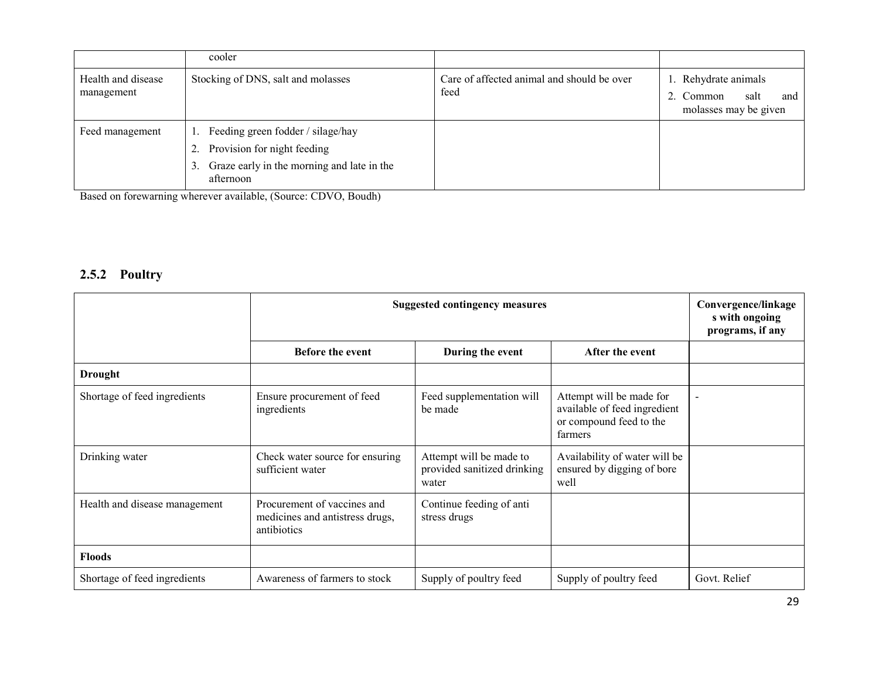| | cooler | | |
|---|---|---|---|
| Health and disease management | Stocking of DNS, salt and molasses | Care of affected animal and should be over feed | 1. Rehydrate animals<br>2. Common salt and molasses may be given |
| Feed management | 1. Feeding green fodder / silage/hay<br>2. Provision for night feeding<br>3. Graze early in the morning and late in the afternoon | | |

Based on forewarning wherever available, (Source: CDVO, Boudh)

### 2.5.2 Poultry

| | Suggested contingency measures | | | Convergence/linkages with ongoing programs, if any |
|---|---|---|---|---|
| | **Before the event** | **During the event** | **After the event** | |
| **Drought** | | | | |
| Shortage of feed ingredients | Ensure procurement of feed ingredients | Feed supplementation will be made | Attempt will be made for available of feed ingredient or compound feed to the farmers | - |
| Drinking water | Check water source for ensuring sufficient water | Attempt will be made to provided sanitized drinking water | Availability of water will be ensured by digging of bore well | |
| Health and disease management | Procurement of vaccines and medicines and antistress drugs, antibiotics | Continue feeding of anti stress drugs | | |
| **Floods** | | | | |
| Shortage of feed ingredients | Awareness of farmers to stock | Supply of poultry feed | Supply of poultry feed | Govt. Relief |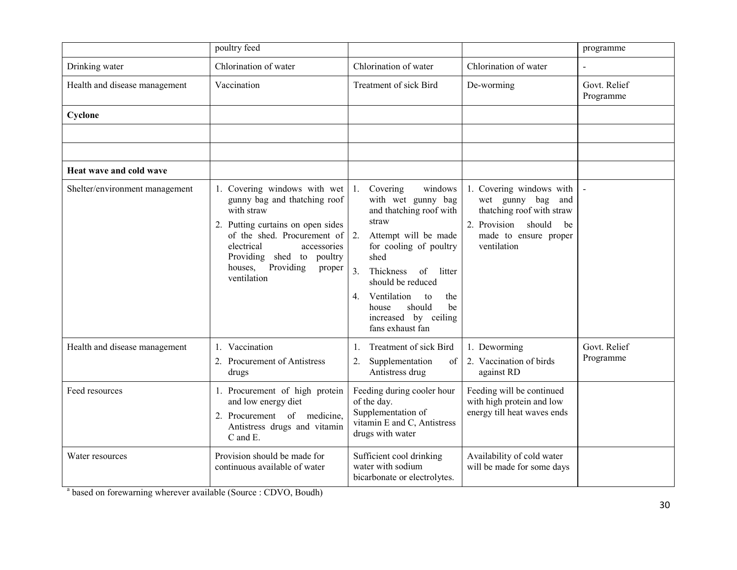| | poultry feed | | | programme |
|---|---|---|---|---|
| Drinking water | Chlorination of water | Chlorination of water | Chlorination of water | - |
| Health and disease management | Vaccination | Treatment of sick Bird | De-worming | Govt. Relief Programme |
| **Cyclone** | | | | |
| | | | | |
| | | | | |
| **Heat wave and cold wave** | | | | |
| Shelter/environment management | 1. Covering windows with wet gunny bag and thatching roof with straw<br>2. Putting curtains on open sides of the shed. Procurement of electrical accessories Providing shed to poultry houses, Providing proper ventilation | 1. Covering windows with wet gunny bag and thatching roof with straw<br>2. Attempt will be made for cooling of poultry shed<br>3. Thickness of litter should be reduced<br>4. Ventilation to the house should be increased by ceiling fans exhaust fan | 1. Covering windows with wet gunny bag and thatching roof with straw<br>2. Provision should be made to ensure proper ventilation | - |
| Health and disease management | 1. Vaccination<br>2. Procurement of Antistress drugs | 1. Treatment of sick Bird<br>2. Supplementation of Antistress drug | 1. Deworming<br>2. Vaccination of birds against RD | Govt. Relief Programme |
| Feed resources | 1. Procurement of high protein and low energy diet<br>2. Procurement of medicine, Antistress drugs and vitamin C and E. | Feeding during cooler hour of the day.<br>Supplementation of vitamin E and C, Antistress drugs with water | Feeding will be continued with high protein and low energy till heat waves ends | |
| Water resources | Provision should be made for continuous available of water | Sufficient cool drinking water with sodium bicarbonate or electrolytes. | Availability of cold water will be made for some days | |

[a] based on forewarning wherever available (Source : CDVO, Boudh)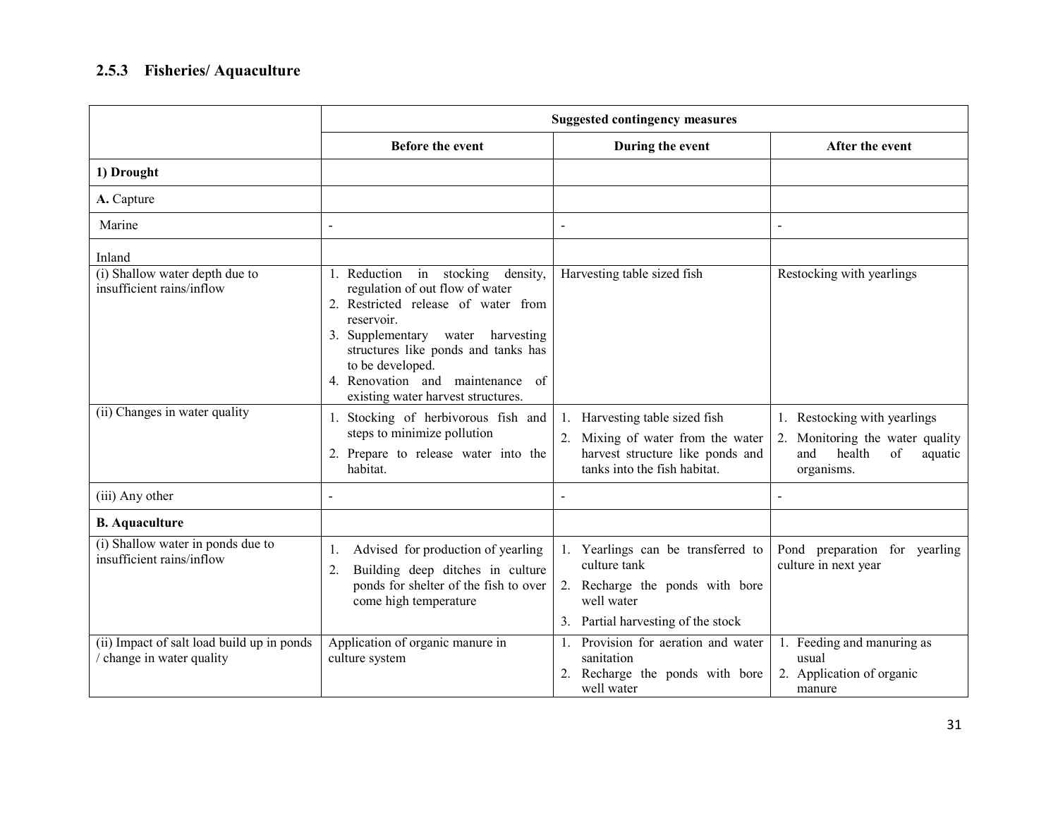### 2.5.3 Fisheries/ Aquaculture

| | Suggested contingency measures | | |
|---|---|---|---|
| | **Before the event** | **During the event** | **After the event** |
| **1) Drought** | | | |
| **A.** Capture | | | |
| Marine | - | - | - |
| Inland | | | |
| (i) Shallow water depth due to insufficient rains/inflow | 1. Reduction in stocking density, regulation of out flow of water<br>2. Restricted release of water from reservoir.<br>3. Supplementary water harvesting structures like ponds and tanks has to be developed.<br>4. Renovation and maintenance of existing water harvest structures. | Harvesting table sized fish | Restocking with yearlings |
| (ii) Changes in water quality | 1. Stocking of herbivorous fish and steps to minimize pollution<br>2. Prepare to release water into the habitat. | 1. Harvesting table sized fish<br>2. Mixing of water from the water harvest structure like ponds and tanks into the fish habitat. | 1. Restocking with yearlings<br>2. Monitoring the water quality and health of aquatic organisms. |
| (iii) Any other | - | - | - |
| **B. Aquaculture** | | | |
| (i) Shallow water in ponds due to insufficient rains/inflow | 1. Advised for production of yearling<br>2. Building deep ditches in culture ponds for shelter of the fish to over come high temperature | 1. Yearlings can be transferred to culture tank<br>2. Recharge the ponds with bore well water<br>3. Partial harvesting of the stock | Pond preparation for yearling culture in next year |
| (ii) Impact of salt load build up in ponds / change in water quality | Application of organic manure in culture system | 1. Provision for aeration and water sanitation<br>2. Recharge the ponds with bore well water | 1. Feeding and manuring as usual<br>2. Application of organic manure |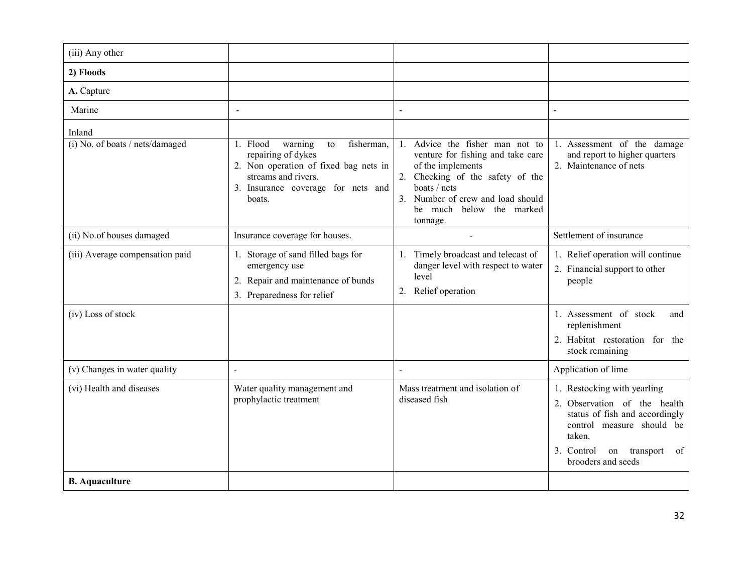| | | | |
|---|---|---|---|
| (iii) Any other | | | |
| **2) Floods** | | | |
| **A.** Capture | | | |
| Marine | - | - | - |
| Inland | | | |
| (i) No. of boats / nets/damaged | 1. Flood warning to fisherman, repairing of dykes<br>2. Non operation of fixed bag nets in streams and rivers.<br>3. Insurance coverage for nets and boats. | 1. Advice the fisher man not to venture for fishing and take care of the implements<br>2. Checking of the safety of the boats / nets<br>3. Number of crew and load should be much below the marked tonnage. | 1. Assessment of the damage and report to higher quarters<br>2. Maintenance of nets |
| (ii) No.of houses damaged | Insurance coverage for houses. | - | Settlement of insurance |
| (iii) Average compensation paid | 1. Storage of sand filled bags for emergency use<br>2. Repair and maintenance of bunds<br>3. Preparedness for relief | 1. Timely broadcast and telecast of danger level with respect to water level<br>2. Relief operation | 1. Relief operation will continue<br>2. Financial support to other people |
| (iv) Loss of stock | | | 1. Assessment of stock and replenishment<br>2. Habitat restoration for the stock remaining |
| (v) Changes in water quality | - | - | Application of lime |
| (vi) Health and diseases | Water quality management and prophylactic treatment | Mass treatment and isolation of diseased fish | 1. Restocking with yearling<br>2. Observation of the health status of fish and accordingly control measure should be taken.<br>3. Control on transport of brooders and seeds |
| **B. Aquaculture** | | | |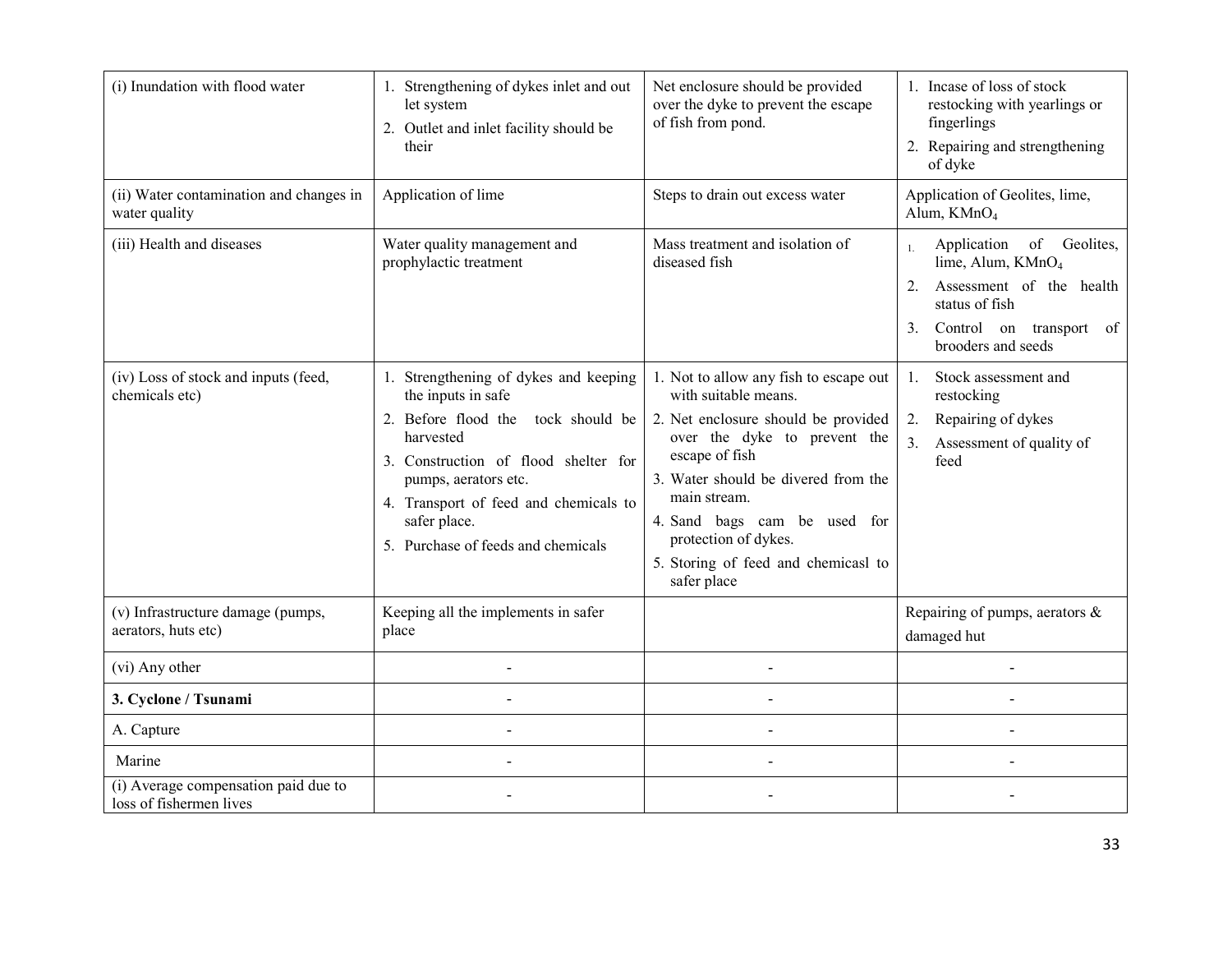| (i) Inundation with flood water | 1. Strengthening of dykes inlet and out let system<br>2. Outlet and inlet facility should be their | Net enclosure should be provided over the dyke to prevent the escape of fish from pond. | 1. Incase of loss of stock restocking with yearlings or fingerlings<br>2. Repairing and strengthening of dyke |
|---|---|---|---|
| (ii) Water contamination and changes in water quality | Application of lime | Steps to drain out excess water | Application of Geolites, lime, Alum, $KMnO_4$ |
| (iii) Health and diseases | Water quality management and prophylactic treatment | Mass treatment and isolation of diseased fish | 1. Application of Geolites, lime, Alum, $KMnO_4$<br>2. Assessment of the health status of fish<br>3. Control on transport of brooders and seeds |
| (iv) Loss of stock and inputs (feed, chemicals etc) | 1. Strengthening of dykes and keeping the inputs in safe<br>2. Before flood the tock should be harvested<br>3. Construction of flood shelter for pumps, aerators etc.<br>4. Transport of feed and chemicals to safer place.<br>5. Purchase of feeds and chemicals | 1. Not to allow any fish to escape out with suitable means.<br>2. Net enclosure should be provided over the dyke to prevent the escape of fish<br>3. Water should be divered from the main stream.<br>4. Sand bags cam be used for protection of dykes.<br>5. Storing of feed and chemicasl to safer place | 1. Stock assessment and restocking<br>2. Repairing of dykes<br>3. Assessment of quality of feed |
| (v) Infrastructure damage (pumps, aerators, huts etc) | Keeping all the implements in safer place | | Repairing of pumps, aerators & damaged hut |
| (vi) Any other | - | - | - |
| **3. Cyclone / Tsunami** | - | - | - |
| A. Capture | - | - | - |
| Marine | - | - | - |
| (i) Average compensation paid due to loss of fishermen lives | - | - | - |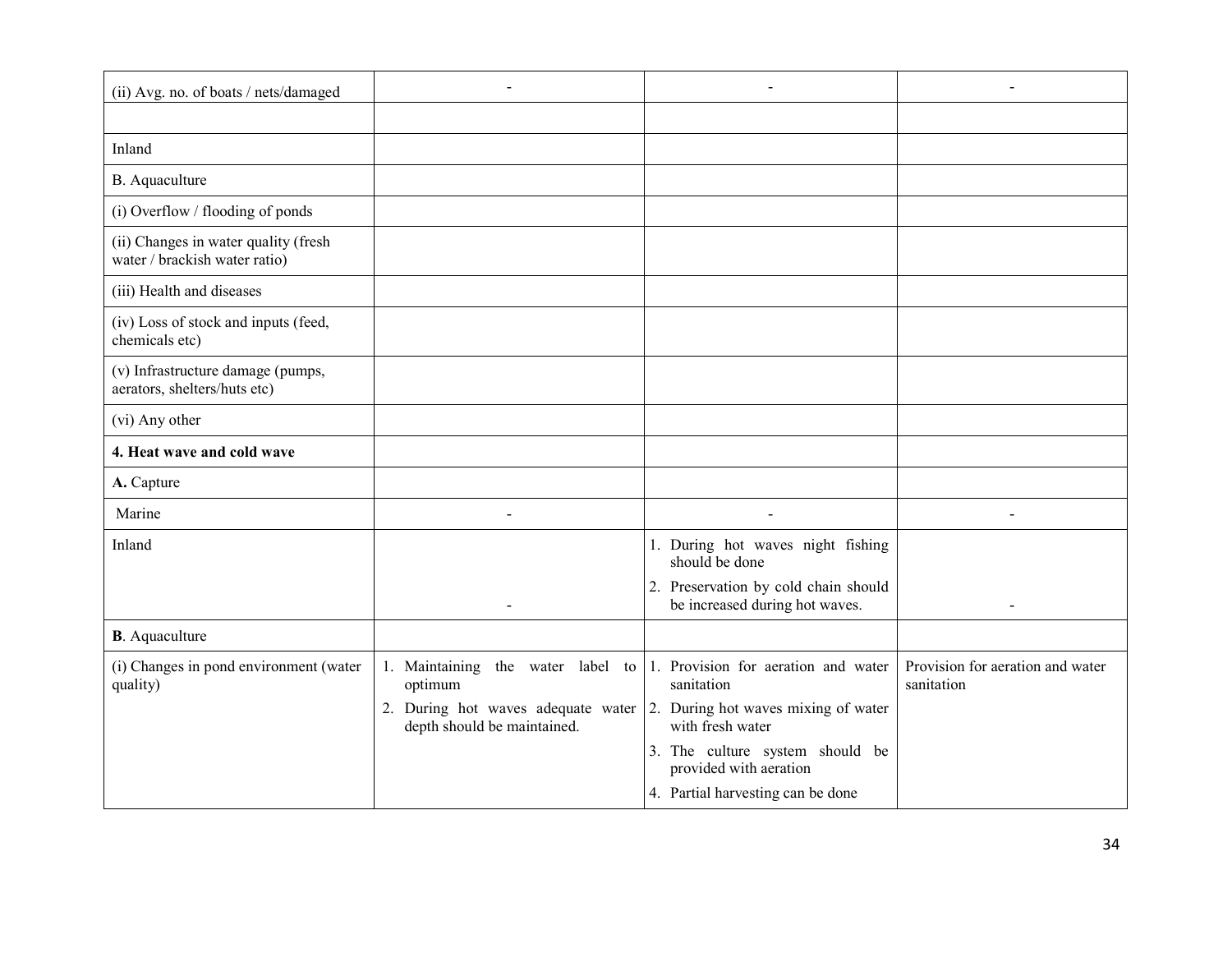| (ii) Avg. no. of boats / nets/damaged | - | - | - |
|---|---|---|---|
| | | | |
| Inland | | | |
| B. Aquaculture | | | |
| (i) Overflow / flooding of ponds | | | |
| (ii) Changes in water quality (fresh water / brackish water ratio) | | | |
| (iii) Health and diseases | | | |
| (iv) Loss of stock and inputs (feed, chemicals etc) | | | |
| (v) Infrastructure damage (pumps, aerators, shelters/huts etc) | | | |
| (vi) Any other | | | |
| **4. Heat wave and cold wave** | | | |
| **A.** Capture | | | |
| Marine | - | - | - |
| Inland | - | 1. During hot waves night fishing should be done<br>2. Preservation by cold chain should be increased during hot waves. | - |
| **B**. Aquaculture | | | |
| (i) Changes in pond environment (water quality) | 1. Maintaining the water label to optimum<br>2. During hot waves adequate water depth should be maintained. | 1. Provision for aeration and water sanitation<br>2. During hot waves mixing of water with fresh water<br>3. The culture system should be provided with aeration<br>4. Partial harvesting can be done | Provision for aeration and water sanitation |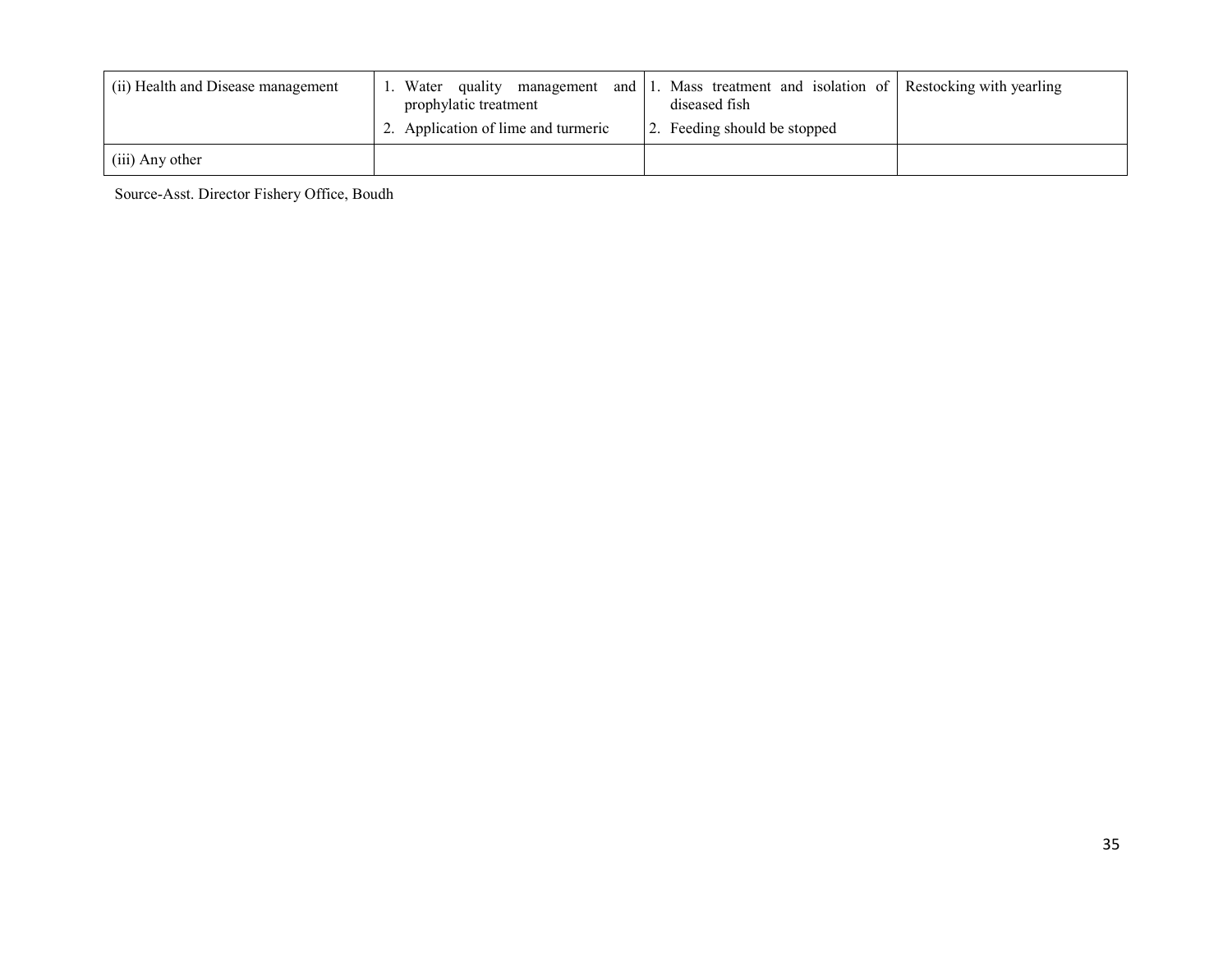| | | | |
|---|---|---|---|
| (ii) Health and Disease management | 1. Water quality management and prophylatic treatment<br>2. Application of lime and turmeric | 1. Mass treatment and isolation of diseased fish<br>2. Feeding should be stopped | Restocking with yearling |
| (iii) Any other | | | |

Source-Asst. Director Fishery Office, Boudh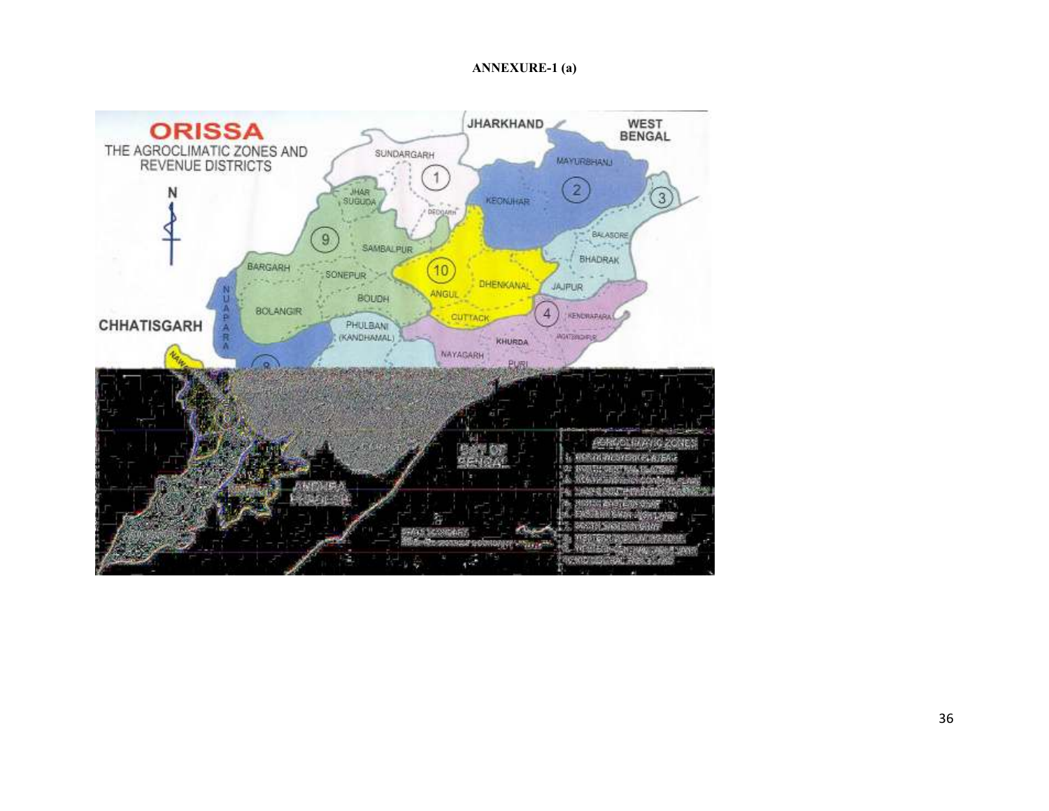**ANNEXURE-1 (a)**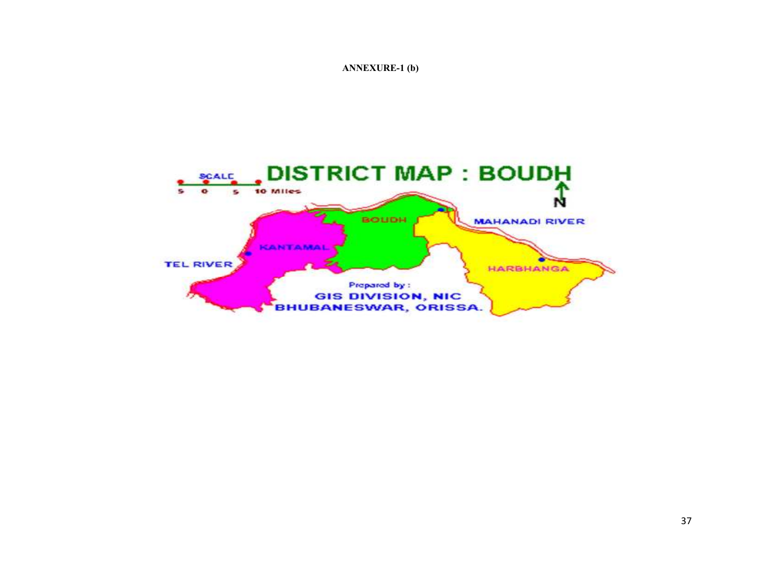**ANNEXURE-1 (b)**

DISTRICT MAP : BOUDH

SCALE

5 0 5 10 Miles

N

BOUDH

MAHANADI RIVER

KANTAMAL

TEL RIVER

HARBHANGA

Prepared by :

GIS DIVISION, NIC

BHUBANESWAR, ORISSA.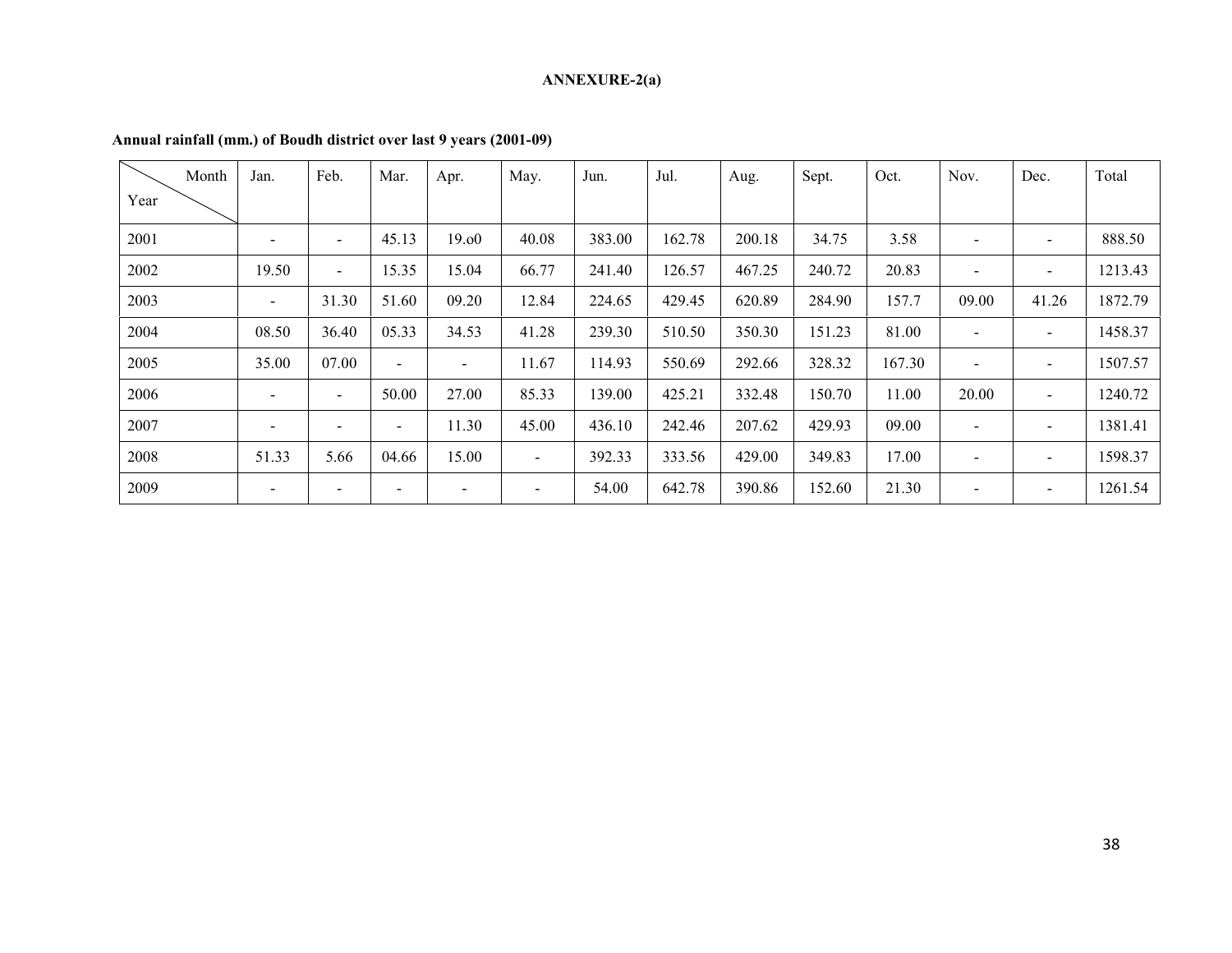**ANNEXURE-2(a)**

**Annual rainfall (mm.) of Boudh district over last 9 years (2001-09)**

| Month / Year | Jan. | Feb. | Mar. | Apr. | May. | Jun. | Jul. | Aug. | Sept. | Oct. | Nov. | Dec. | Total |
|---|---|---|---|---|---|---|---|---|---|---|---|---|---|
| 2001 | - | - | 45.13 | 19.o0 | 40.08 | 383.00 | 162.78 | 200.18 | 34.75 | 3.58 | - | - | 888.50 |
| 2002 | 19.50 | - | 15.35 | 15.04 | 66.77 | 241.40 | 126.57 | 467.25 | 240.72 | 20.83 | - | - | 1213.43 |
| 2003 | - | 31.30 | 51.60 | 09.20 | 12.84 | 224.65 | 429.45 | 620.89 | 284.90 | 157.7 | 09.00 | 41.26 | 1872.79 |
| 2004 | 08.50 | 36.40 | 05.33 | 34.53 | 41.28 | 239.30 | 510.50 | 350.30 | 151.23 | 81.00 | - | - | 1458.37 |
| 2005 | 35.00 | 07.00 | - | - | 11.67 | 114.93 | 550.69 | 292.66 | 328.32 | 167.30 | - | - | 1507.57 |
| 2006 | - | - | 50.00 | 27.00 | 85.33 | 139.00 | 425.21 | 332.48 | 150.70 | 11.00 | 20.00 | - | 1240.72 |
| 2007 | - | - | - | 11.30 | 45.00 | 436.10 | 242.46 | 207.62 | 429.93 | 09.00 | - | - | 1381.41 |
| 2008 | 51.33 | 5.66 | 04.66 | 15.00 | - | 392.33 | 333.56 | 429.00 | 349.83 | 17.00 | - | - | 1598.37 |
| 2009 | - | - | - | - | - | 54.00 | 642.78 | 390.86 | 152.60 | 21.30 | - | - | 1261.54 |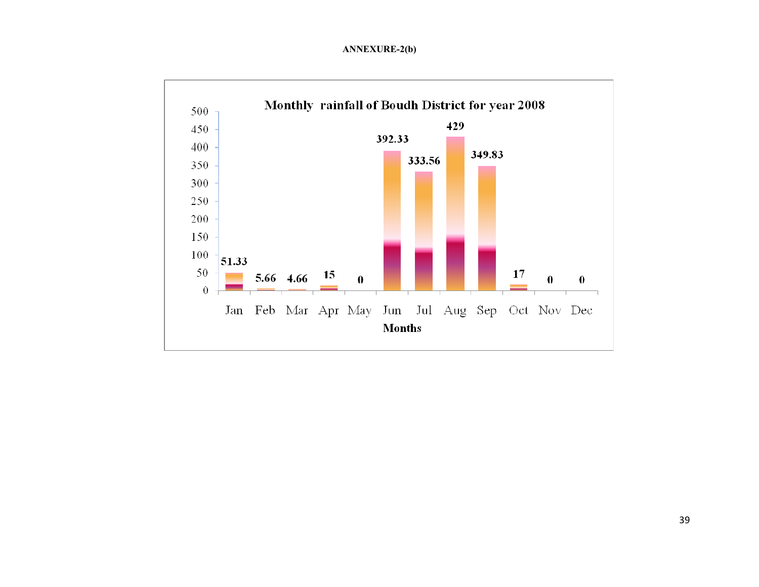**ANNEXURE-2(b)**

**Monthly rainfall of Boudh District for year 2008**

| Months | Rainfall |
|---|---|
| Jan | 51.33 |
| Feb | 5.66 |
| Mar | 4.66 |
| Apr | 15 |
| May | 0 |
| Jun | 392.33 |
| Jul | 333.56 |
| Aug | 429 |
| Sep | 349.83 |
| Oct | 17 |
| Nov | 0 |
| Dec | 0 |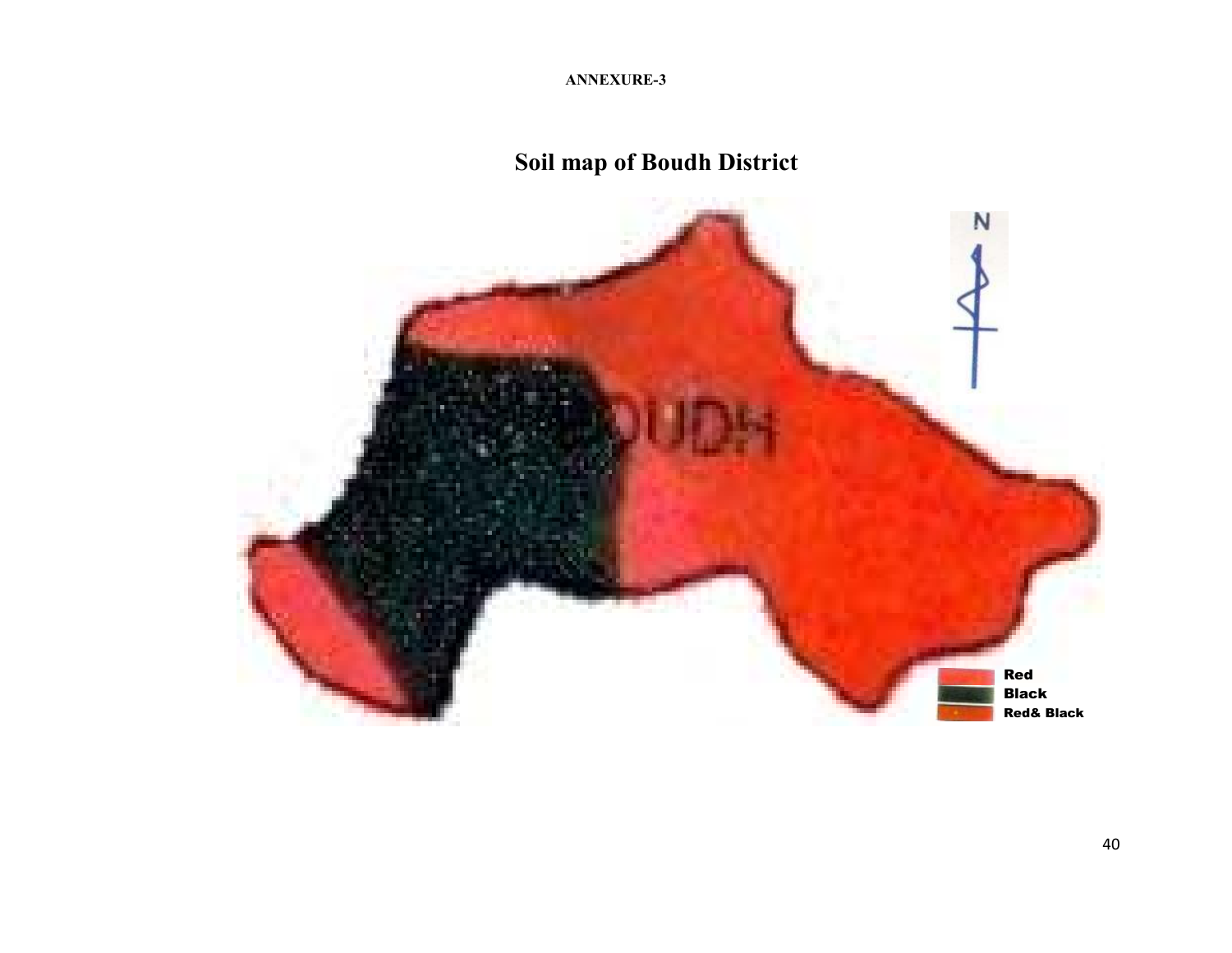ANNEXURE-3

# Soil map of Boudh District

N

BOUDH

Red
Black
Red& Black